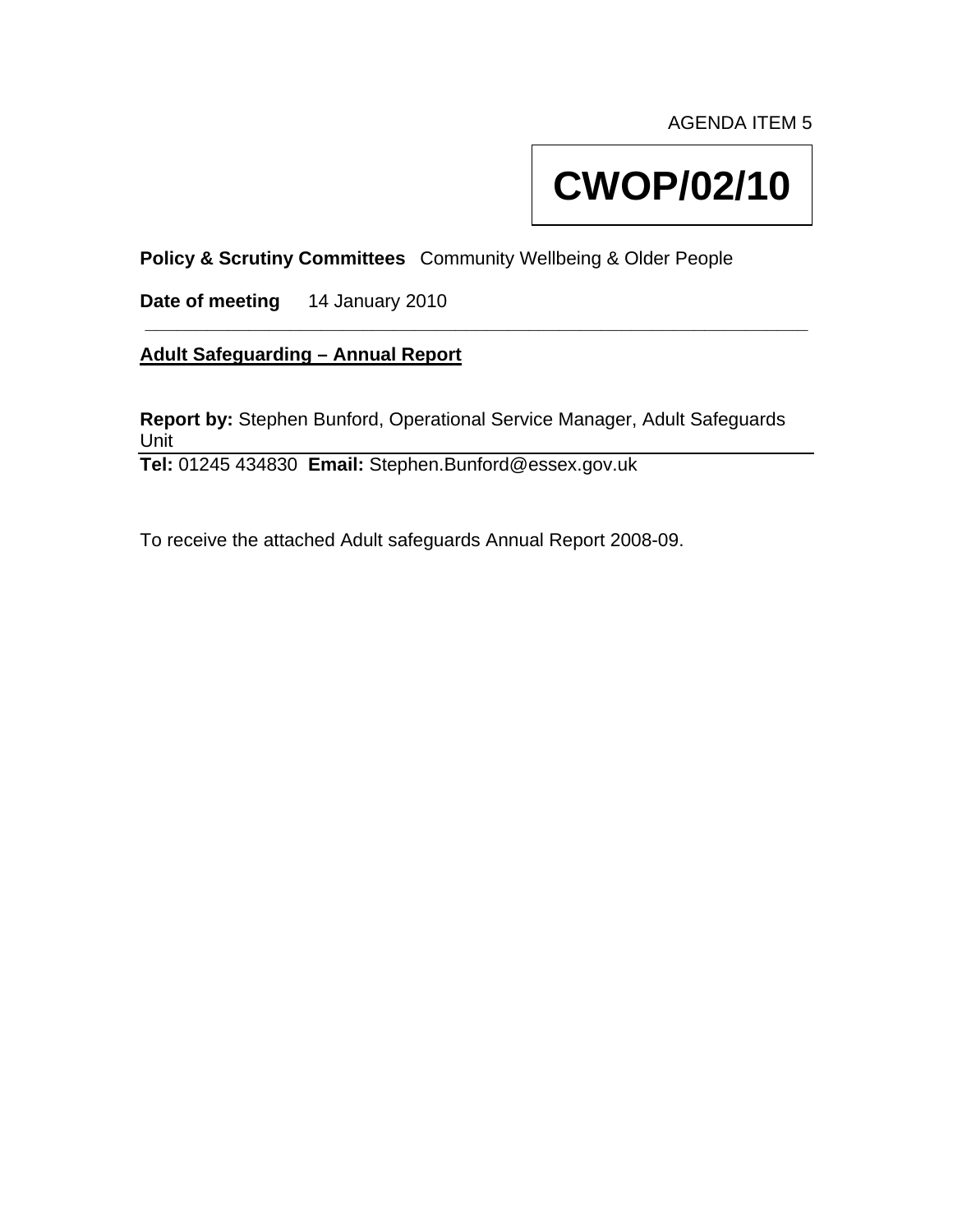AGENDA ITEM 5

# CWOP/02/10

**Policy & Scrutiny Committees** Community Wellbeing & Older People

**Date of meeting** 14 January 2010

---

**Adult Safeguarding – Annual Report**

**Report by:** Stephen Bunford, Operational Service Manager, Adult Safeguards Unit

**Tel:** 01245 434830 **Email:** Stephen.Bunford@essex.gov.uk

To receive the attached Adult safeguards Annual Report 2008-09.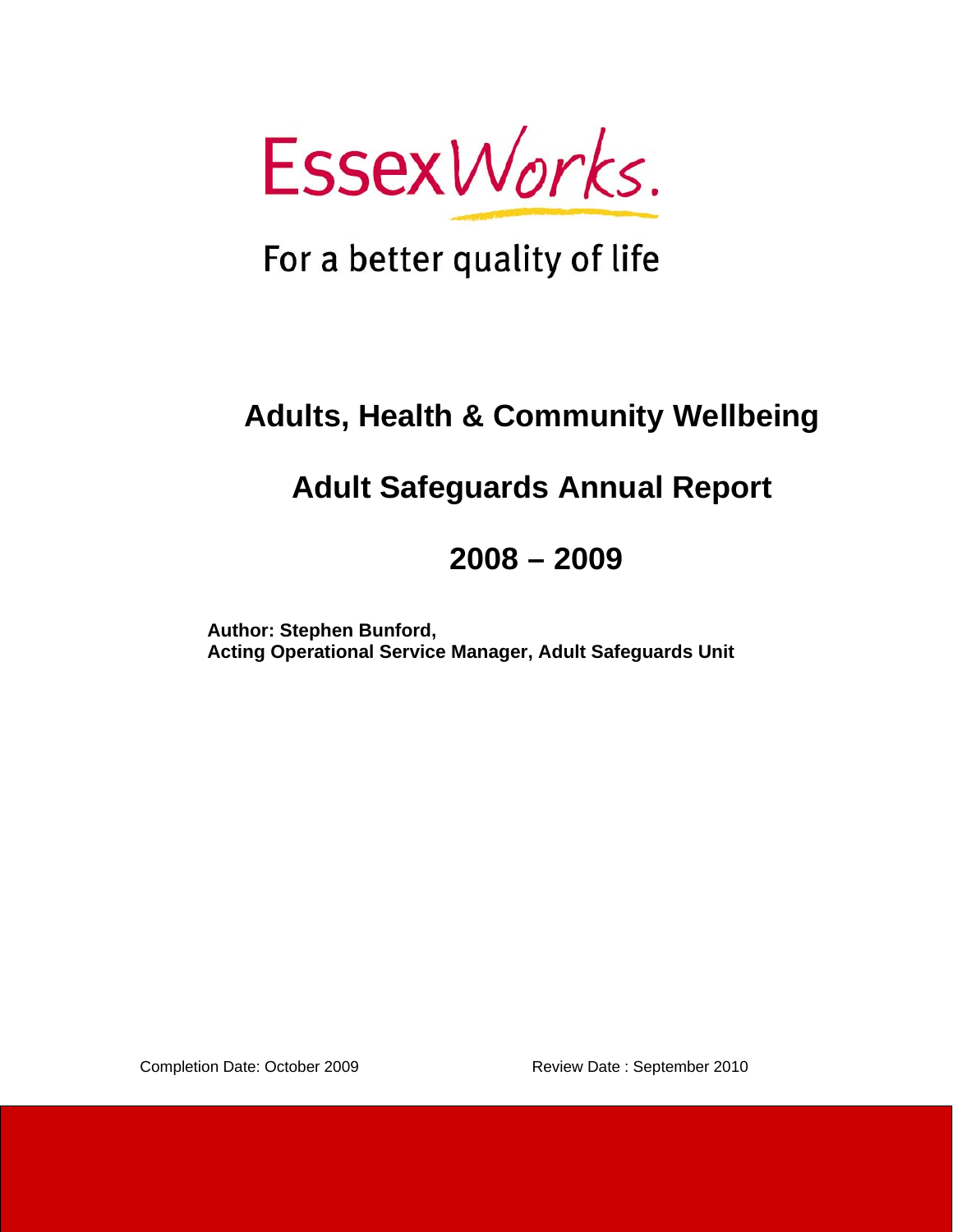EssexWorks.

For a better quality of life

# Adults, Health & Community Wellbeing

# Adult Safeguards Annual Report

# 2008 – 2009

**Author: Stephen Bunford,**
**Acting Operational Service Manager, Adult Safeguards Unit**

Completion Date: October 2009 Review Date : September 2010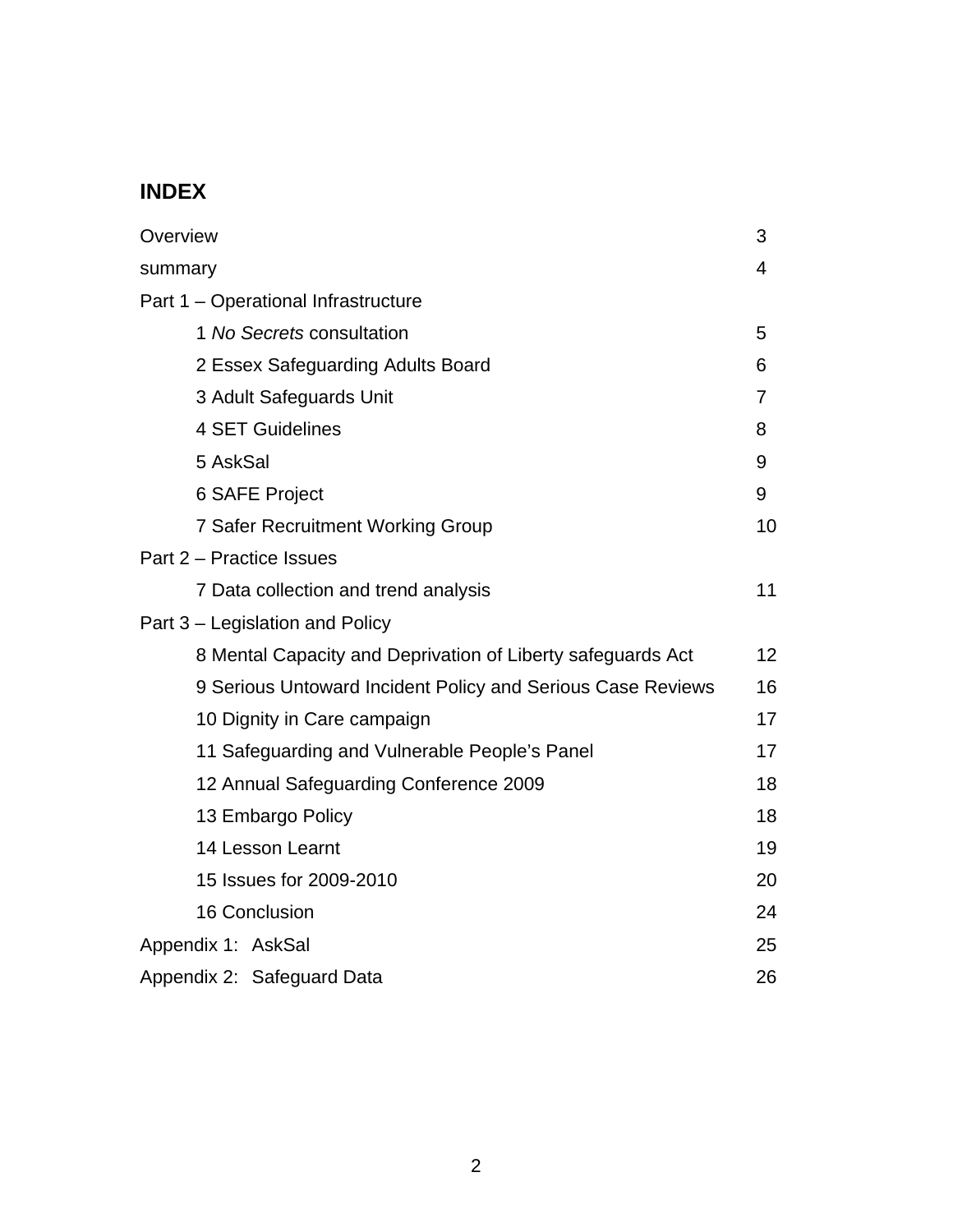## INDEX

| | |
|---|---|
| Overview | 3 |
| summary | 4 |
| Part 1 – Operational Infrastructure | |
| 1 *No Secrets* consultation | 5 |
| 2 Essex Safeguarding Adults Board | 6 |
| 3 Adult Safeguards Unit | 7 |
| 4 SET Guidelines | 8 |
| 5 AskSal | 9 |
| 6 SAFE Project | 9 |
| 7 Safer Recruitment Working Group | 10 |
| Part 2 – Practice Issues | |
| 7 Data collection and trend analysis | 11 |
| Part 3 – Legislation and Policy | |
| 8 Mental Capacity and Deprivation of Liberty safeguards Act | 12 |
| 9 Serious Untoward Incident Policy and Serious Case Reviews | 16 |
| 10 Dignity in Care campaign | 17 |
| 11 Safeguarding and Vulnerable People's Panel | 17 |
| 12 Annual Safeguarding Conference 2009 | 18 |
| 13 Embargo Policy | 18 |
| 14 Lesson Learnt | 19 |
| 15 Issues for 2009-2010 | 20 |
| 16 Conclusion | 24 |
| Appendix 1: AskSal | 25 |
| Appendix 2: Safeguard Data | 26 |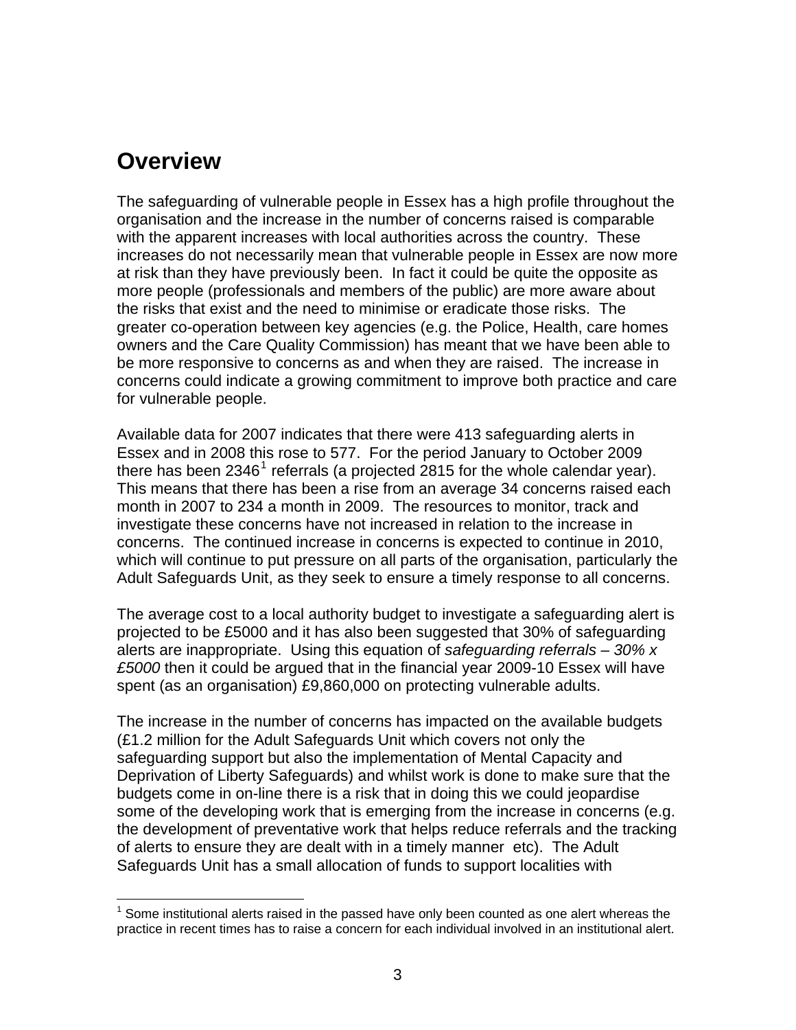# Overview

The safeguarding of vulnerable people in Essex has a high profile throughout the organisation and the increase in the number of concerns raised is comparable with the apparent increases with local authorities across the country. These increases do not necessarily mean that vulnerable people in Essex are now more at risk than they have previously been. In fact it could be quite the opposite as more people (professionals and members of the public) are more aware about the risks that exist and the need to minimise or eradicate those risks. The greater co-operation between key agencies (e.g. the Police, Health, care homes owners and the Care Quality Commission) has meant that we have been able to be more responsive to concerns as and when they are raised. The increase in concerns could indicate a growing commitment to improve both practice and care for vulnerable people.

Available data for 2007 indicates that there were 413 safeguarding alerts in Essex and in 2008 this rose to 577. For the period January to October 2009 there has been 2346[1] referrals (a projected 2815 for the whole calendar year). This means that there has been a rise from an average 34 concerns raised each month in 2007 to 234 a month in 2009. The resources to monitor, track and investigate these concerns have not increased in relation to the increase in concerns. The continued increase in concerns is expected to continue in 2010, which will continue to put pressure on all parts of the organisation, particularly the Adult Safeguards Unit, as they seek to ensure a timely response to all concerns.

The average cost to a local authority budget to investigate a safeguarding alert is projected to be £5000 and it has also been suggested that 30% of safeguarding alerts are inappropriate. Using this equation of *safeguarding referrals – 30% x £5000* then it could be argued that in the financial year 2009-10 Essex will have spent (as an organisation) £9,860,000 on protecting vulnerable adults.

The increase in the number of concerns has impacted on the available budgets (£1.2 million for the Adult Safeguards Unit which covers not only the safeguarding support but also the implementation of Mental Capacity and Deprivation of Liberty Safeguards) and whilst work is done to make sure that the budgets come in on-line there is a risk that in doing this we could jeopardise some of the developing work that is emerging from the increase in concerns (e.g. the development of preventative work that helps reduce referrals and the tracking of alerts to ensure they are dealt with in a timely manner etc). The Adult Safeguards Unit has a small allocation of funds to support localities with

[1] Some institutional alerts raised in the passed have only been counted as one alert whereas the practice in recent times has to raise a concern for each individual involved in an institutional alert.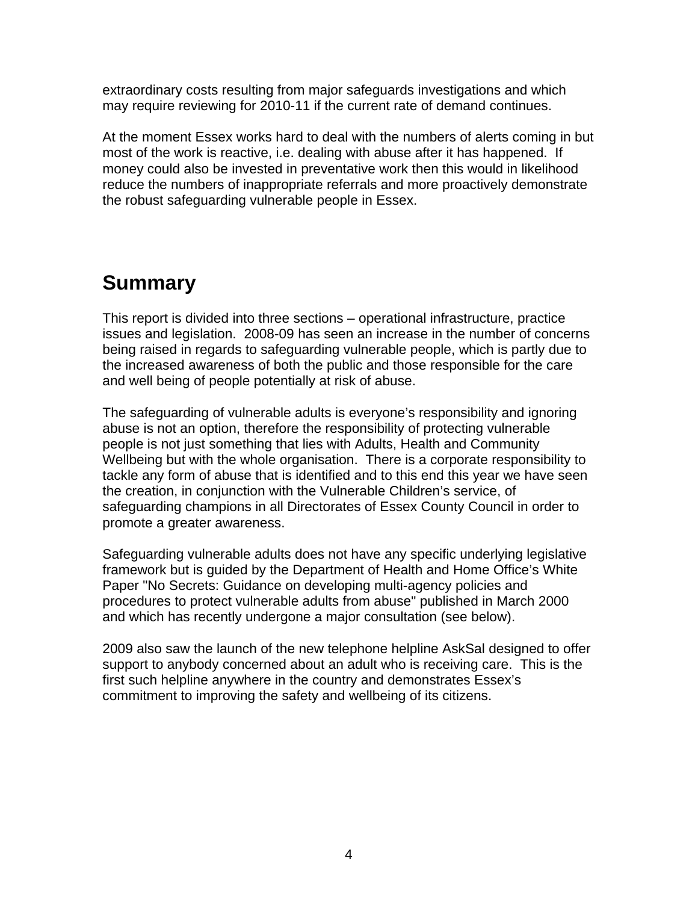extraordinary costs resulting from major safeguards investigations and which may require reviewing for 2010-11 if the current rate of demand continues.

At the moment Essex works hard to deal with the numbers of alerts coming in but most of the work is reactive, i.e. dealing with abuse after it has happened. If money could also be invested in preventative work then this would in likelihood reduce the numbers of inappropriate referrals and more proactively demonstrate the robust safeguarding vulnerable people in Essex.

# Summary

This report is divided into three sections – operational infrastructure, practice issues and legislation. 2008-09 has seen an increase in the number of concerns being raised in regards to safeguarding vulnerable people, which is partly due to the increased awareness of both the public and those responsible for the care and well being of people potentially at risk of abuse.

The safeguarding of vulnerable adults is everyone's responsibility and ignoring abuse is not an option, therefore the responsibility of protecting vulnerable people is not just something that lies with Adults, Health and Community Wellbeing but with the whole organisation. There is a corporate responsibility to tackle any form of abuse that is identified and to this end this year we have seen the creation, in conjunction with the Vulnerable Children's service, of safeguarding champions in all Directorates of Essex County Council in order to promote a greater awareness.

Safeguarding vulnerable adults does not have any specific underlying legislative framework but is guided by the Department of Health and Home Office's White Paper "No Secrets: Guidance on developing multi-agency policies and procedures to protect vulnerable adults from abuse" published in March 2000 and which has recently undergone a major consultation (see below).

2009 also saw the launch of the new telephone helpline AskSal designed to offer support to anybody concerned about an adult who is receiving care. This is the first such helpline anywhere in the country and demonstrates Essex's commitment to improving the safety and wellbeing of its citizens.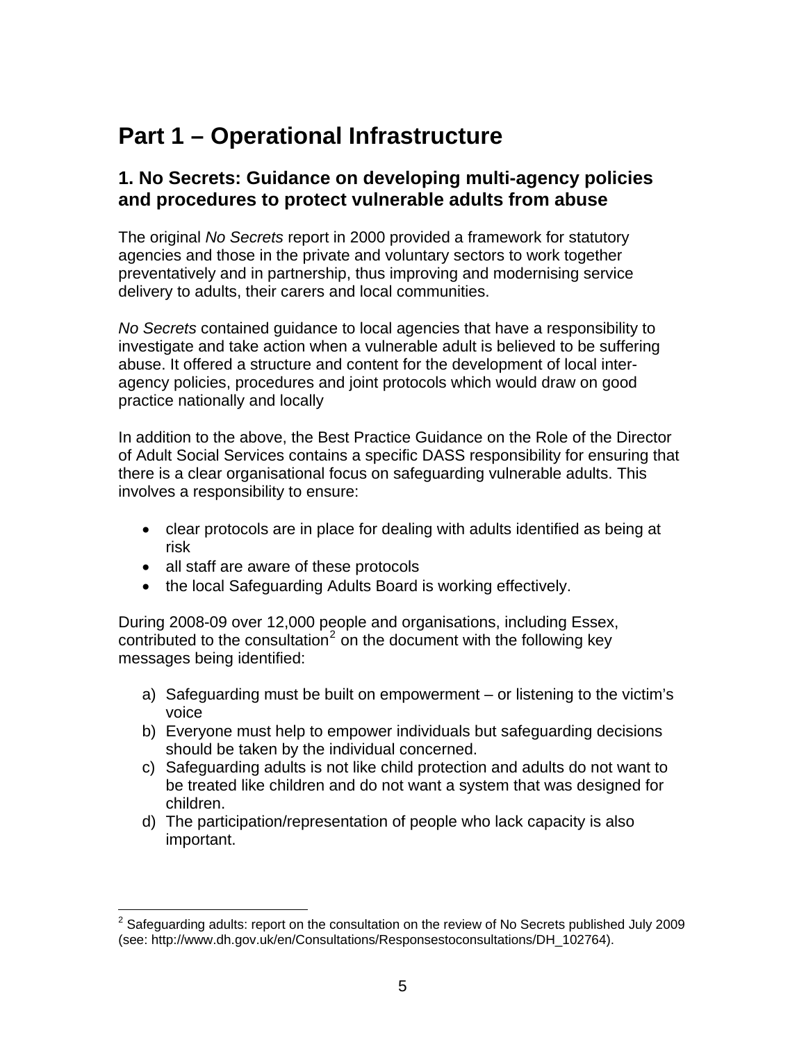# Part 1 – Operational Infrastructure

## 1. No Secrets: Guidance on developing multi-agency policies and procedures to protect vulnerable adults from abuse

The original *No Secrets* report in 2000 provided a framework for statutory agencies and those in the private and voluntary sectors to work together preventatively and in partnership, thus improving and modernising service delivery to adults, their carers and local communities.

*No Secrets* contained guidance to local agencies that have a responsibility to investigate and take action when a vulnerable adult is believed to be suffering abuse. It offered a structure and content for the development of local inter-agency policies, procedures and joint protocols which would draw on good practice nationally and locally

In addition to the above, the Best Practice Guidance on the Role of the Director of Adult Social Services contains a specific DASS responsibility for ensuring that there is a clear organisational focus on safeguarding vulnerable adults. This involves a responsibility to ensure:

- clear protocols are in place for dealing with adults identified as being at risk
- all staff are aware of these protocols
- the local Safeguarding Adults Board is working effectively.

During 2008-09 over 12,000 people and organisations, including Essex, contributed to the consultation[2] on the document with the following key messages being identified:

a) Safeguarding must be built on empowerment – or listening to the victim's voice
b) Everyone must help to empower individuals but safeguarding decisions should be taken by the individual concerned.
c) Safeguarding adults is not like child protection and adults do not want to be treated like children and do not want a system that was designed for children.
d) The participation/representation of people who lack capacity is also important.

[2] Safeguarding adults: report on the consultation on the review of No Secrets published July 2009 (see: http://www.dh.gov.uk/en/Consultations/Responsestoconsultations/DH_102764).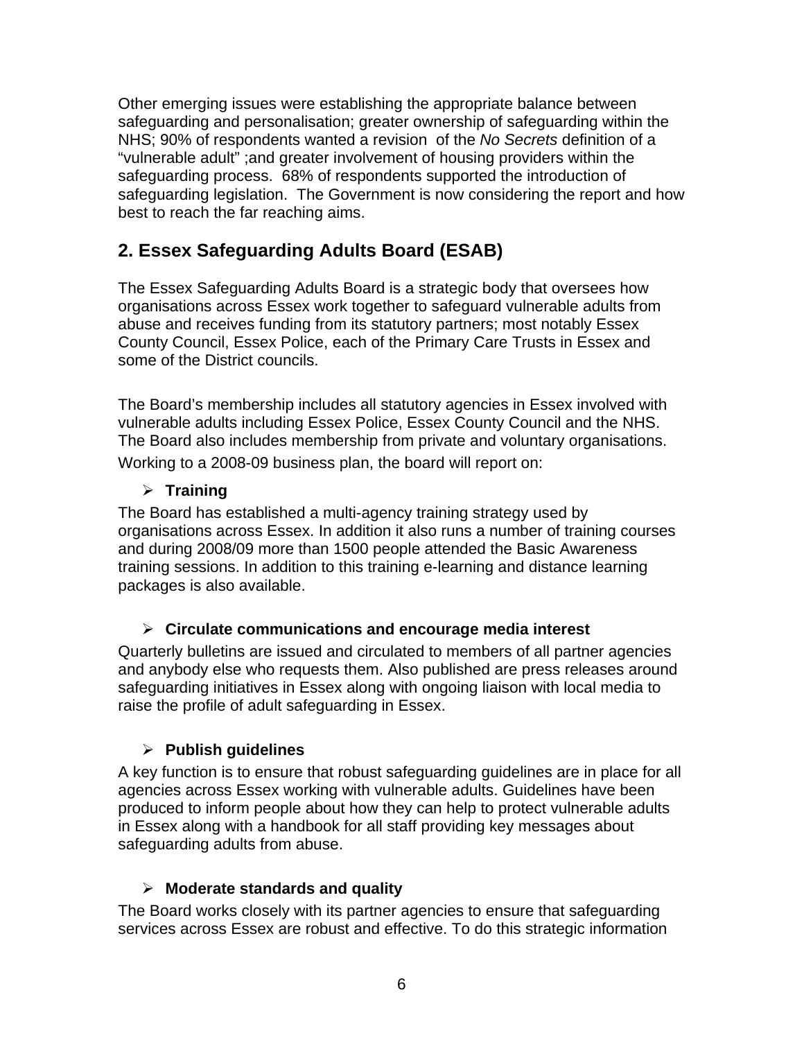Other emerging issues were establishing the appropriate balance between safeguarding and personalisation; greater ownership of safeguarding within the NHS; 90% of respondents wanted a revision of the *No Secrets* definition of a "vulnerable adult" ;and greater involvement of housing providers within the safeguarding process. 68% of respondents supported the introduction of safeguarding legislation. The Government is now considering the report and how best to reach the far reaching aims.

## 2. Essex Safeguarding Adults Board (ESAB)

The Essex Safeguarding Adults Board is a strategic body that oversees how organisations across Essex work together to safeguard vulnerable adults from abuse and receives funding from its statutory partners; most notably Essex County Council, Essex Police, each of the Primary Care Trusts in Essex and some of the District councils.

The Board's membership includes all statutory agencies in Essex involved with vulnerable adults including Essex Police, Essex County Council and the NHS. The Board also includes membership from private and voluntary organisations. Working to a 2008-09 business plan, the board will report on:

- **Training**

The Board has established a multi-agency training strategy used by organisations across Essex. In addition it also runs a number of training courses and during 2008/09 more than 1500 people attended the Basic Awareness training sessions. In addition to this training e-learning and distance learning packages is also available.

- **Circulate communications and encourage media interest**

Quarterly bulletins are issued and circulated to members of all partner agencies and anybody else who requests them. Also published are press releases around safeguarding initiatives in Essex along with ongoing liaison with local media to raise the profile of adult safeguarding in Essex.

- **Publish guidelines**

A key function is to ensure that robust safeguarding guidelines are in place for all agencies across Essex working with vulnerable adults. Guidelines have been produced to inform people about how they can help to protect vulnerable adults in Essex along with a handbook for all staff providing key messages about safeguarding adults from abuse.

- **Moderate standards and quality**

The Board works closely with its partner agencies to ensure that safeguarding services across Essex are robust and effective. To do this strategic information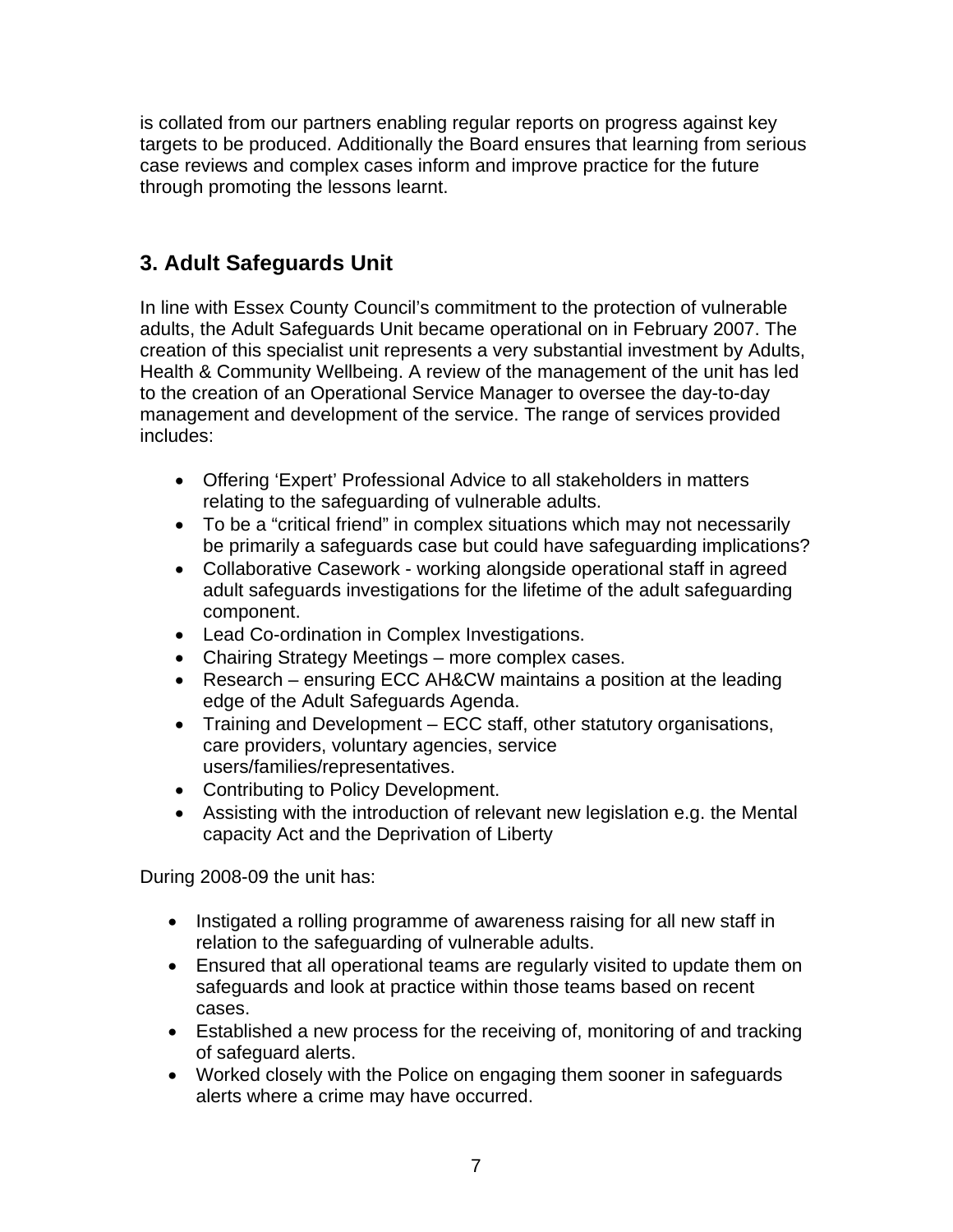is collated from our partners enabling regular reports on progress against key targets to be produced. Additionally the Board ensures that learning from serious case reviews and complex cases inform and improve practice for the future through promoting the lessons learnt.

## 3. Adult Safeguards Unit

In line with Essex County Council's commitment to the protection of vulnerable adults, the Adult Safeguards Unit became operational on in February 2007. The creation of this specialist unit represents a very substantial investment by Adults, Health & Community Wellbeing. A review of the management of the unit has led to the creation of an Operational Service Manager to oversee the day-to-day management and development of the service. The range of services provided includes:

- Offering 'Expert' Professional Advice to all stakeholders in matters relating to the safeguarding of vulnerable adults.
- To be a "critical friend" in complex situations which may not necessarily be primarily a safeguards case but could have safeguarding implications?
- Collaborative Casework - working alongside operational staff in agreed adult safeguards investigations for the lifetime of the adult safeguarding component.
- Lead Co-ordination in Complex Investigations.
- Chairing Strategy Meetings – more complex cases.
- Research – ensuring ECC AH&CW maintains a position at the leading edge of the Adult Safeguards Agenda.
- Training and Development – ECC staff, other statutory organisations, care providers, voluntary agencies, service users/families/representatives.
- Contributing to Policy Development.
- Assisting with the introduction of relevant new legislation e.g. the Mental capacity Act and the Deprivation of Liberty

During 2008-09 the unit has:

- Instigated a rolling programme of awareness raising for all new staff in relation to the safeguarding of vulnerable adults.
- Ensured that all operational teams are regularly visited to update them on safeguards and look at practice within those teams based on recent cases.
- Established a new process for the receiving of, monitoring of and tracking of safeguard alerts.
- Worked closely with the Police on engaging them sooner in safeguards alerts where a crime may have occurred.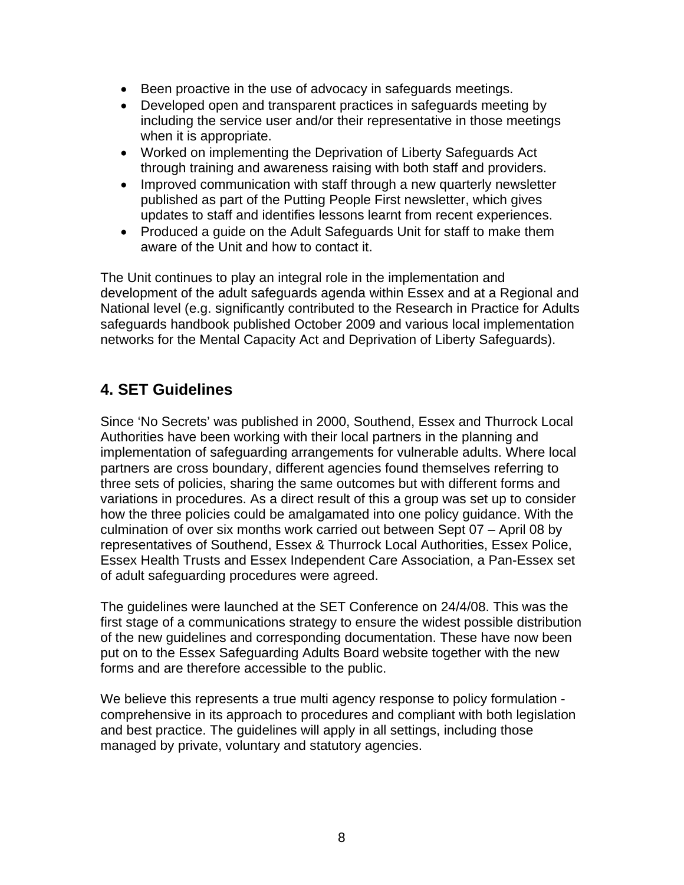- Been proactive in the use of advocacy in safeguards meetings.
- Developed open and transparent practices in safeguards meeting by including the service user and/or their representative in those meetings when it is appropriate.
- Worked on implementing the Deprivation of Liberty Safeguards Act through training and awareness raising with both staff and providers.
- Improved communication with staff through a new quarterly newsletter published as part of the Putting People First newsletter, which gives updates to staff and identifies lessons learnt from recent experiences.
- Produced a guide on the Adult Safeguards Unit for staff to make them aware of the Unit and how to contact it.

The Unit continues to play an integral role in the implementation and development of the adult safeguards agenda within Essex and at a Regional and National level (e.g. significantly contributed to the Research in Practice for Adults safeguards handbook published October 2009 and various local implementation networks for the Mental Capacity Act and Deprivation of Liberty Safeguards).

## 4. SET Guidelines

Since 'No Secrets' was published in 2000, Southend, Essex and Thurrock Local Authorities have been working with their local partners in the planning and implementation of safeguarding arrangements for vulnerable adults. Where local partners are cross boundary, different agencies found themselves referring to three sets of policies, sharing the same outcomes but with different forms and variations in procedures. As a direct result of this a group was set up to consider how the three policies could be amalgamated into one policy guidance. With the culmination of over six months work carried out between Sept 07 – April 08 by representatives of Southend, Essex & Thurrock Local Authorities, Essex Police, Essex Health Trusts and Essex Independent Care Association, a Pan-Essex set of adult safeguarding procedures were agreed.

The guidelines were launched at the SET Conference on 24/4/08. This was the first stage of a communications strategy to ensure the widest possible distribution of the new guidelines and corresponding documentation. These have now been put on to the Essex Safeguarding Adults Board website together with the new forms and are therefore accessible to the public.

We believe this represents a true multi agency response to policy formulation - comprehensive in its approach to procedures and compliant with both legislation and best practice. The guidelines will apply in all settings, including those managed by private, voluntary and statutory agencies.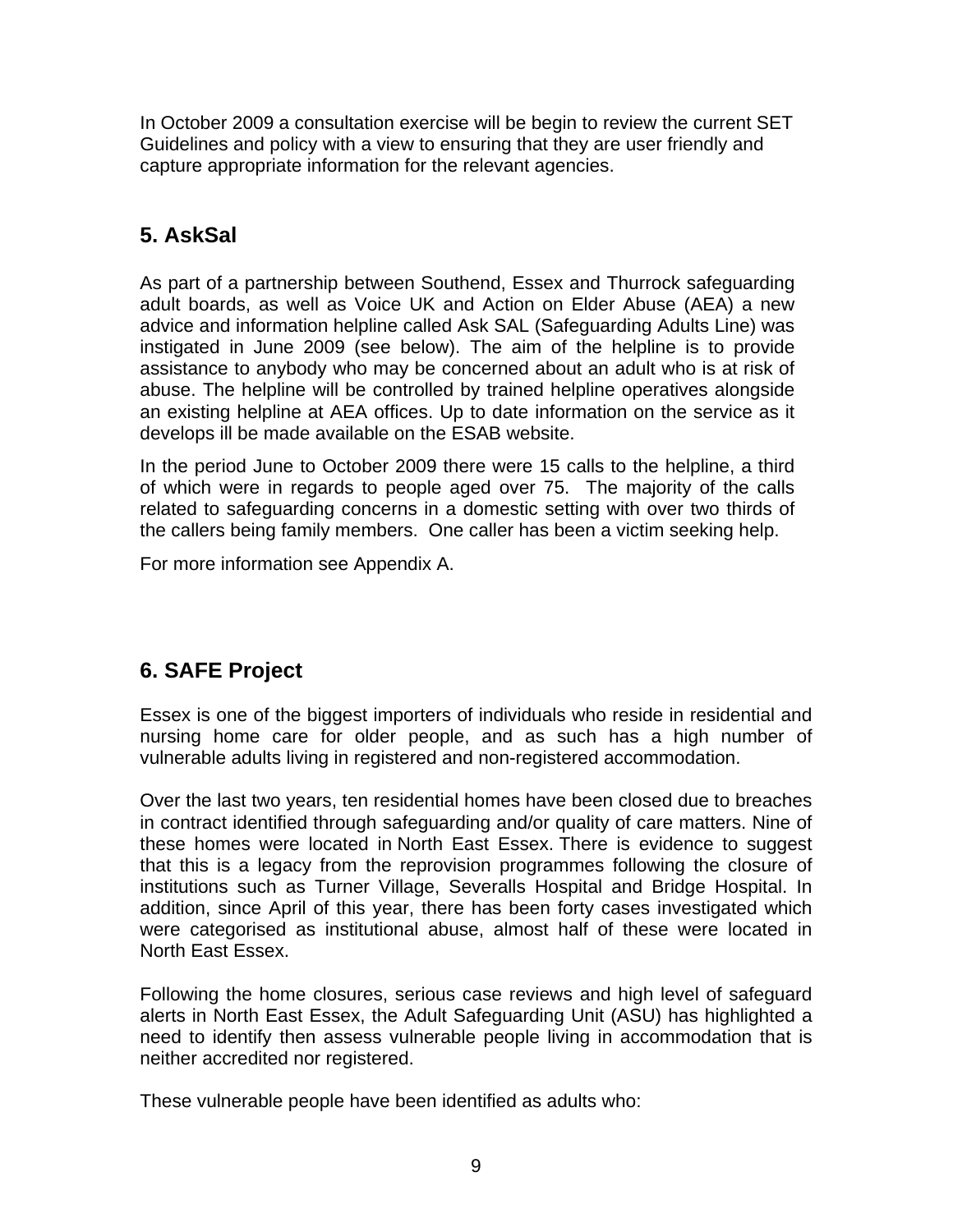In October 2009 a consultation exercise will be begin to review the current SET Guidelines and policy with a view to ensuring that they are user friendly and capture appropriate information for the relevant agencies.

## 5. AskSal

As part of a partnership between Southend, Essex and Thurrock safeguarding adult boards, as well as Voice UK and Action on Elder Abuse (AEA) a new advice and information helpline called Ask SAL (Safeguarding Adults Line) was instigated in June 2009 (see below). The aim of the helpline is to provide assistance to anybody who may be concerned about an adult who is at risk of abuse. The helpline will be controlled by trained helpline operatives alongside an existing helpline at AEA offices. Up to date information on the service as it develops ill be made available on the ESAB website.

In the period June to October 2009 there were 15 calls to the helpline, a third of which were in regards to people aged over 75. The majority of the calls related to safeguarding concerns in a domestic setting with over two thirds of the callers being family members. One caller has been a victim seeking help.

For more information see Appendix A.

## 6. SAFE Project

Essex is one of the biggest importers of individuals who reside in residential and nursing home care for older people, and as such has a high number of vulnerable adults living in registered and non-registered accommodation.

Over the last two years, ten residential homes have been closed due to breaches in contract identified through safeguarding and/or quality of care matters. Nine of these homes were located in North East Essex. There is evidence to suggest that this is a legacy from the reprovision programmes following the closure of institutions such as Turner Village, Severalls Hospital and Bridge Hospital. In addition, since April of this year, there has been forty cases investigated which were categorised as institutional abuse, almost half of these were located in North East Essex.

Following the home closures, serious case reviews and high level of safeguard alerts in North East Essex, the Adult Safeguarding Unit (ASU) has highlighted a need to identify then assess vulnerable people living in accommodation that is neither accredited nor registered.

These vulnerable people have been identified as adults who: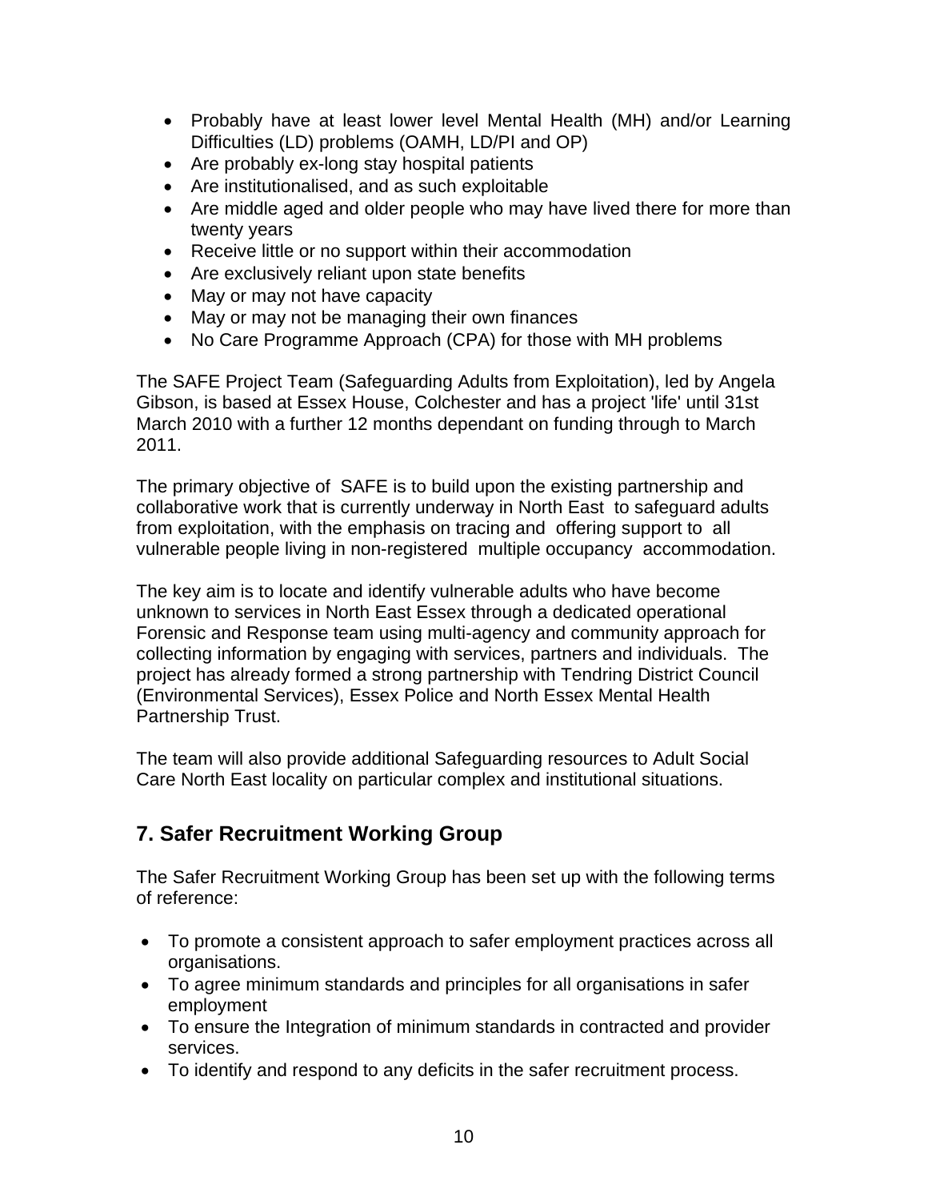- Probably have at least lower level Mental Health (MH) and/or Learning Difficulties (LD) problems (OAMH, LD/PI and OP)
- Are probably ex-long stay hospital patients
- Are institutionalised, and as such exploitable
- Are middle aged and older people who may have lived there for more than twenty years
- Receive little or no support within their accommodation
- Are exclusively reliant upon state benefits
- May or may not have capacity
- May or may not be managing their own finances
- No Care Programme Approach (CPA) for those with MH problems

The SAFE Project Team (Safeguarding Adults from Exploitation), led by Angela Gibson, is based at Essex House, Colchester and has a project 'life' until 31st March 2010 with a further 12 months dependant on funding through to March 2011.

The primary objective of SAFE is to build upon the existing partnership and collaborative work that is currently underway in North East to safeguard adults from exploitation, with the emphasis on tracing and offering support to all vulnerable people living in non-registered multiple occupancy accommodation.

The key aim is to locate and identify vulnerable adults who have become unknown to services in North East Essex through a dedicated operational Forensic and Response team using multi-agency and community approach for collecting information by engaging with services, partners and individuals. The project has already formed a strong partnership with Tendring District Council (Environmental Services), Essex Police and North Essex Mental Health Partnership Trust.

The team will also provide additional Safeguarding resources to Adult Social Care North East locality on particular complex and institutional situations.

## 7. Safer Recruitment Working Group

The Safer Recruitment Working Group has been set up with the following terms of reference:

- To promote a consistent approach to safer employment practices across all organisations.
- To agree minimum standards and principles for all organisations in safer employment
- To ensure the Integration of minimum standards in contracted and provider services.
- To identify and respond to any deficits in the safer recruitment process.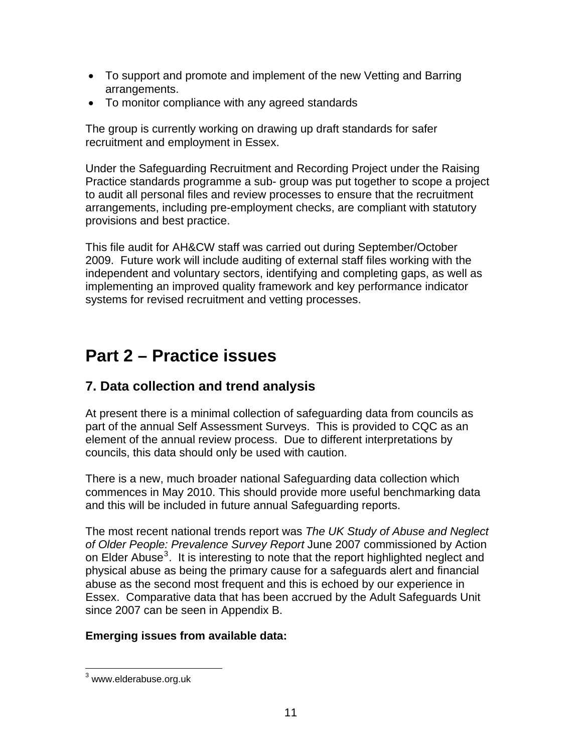- To support and promote and implement of the new Vetting and Barring arrangements.
- To monitor compliance with any agreed standards

The group is currently working on drawing up draft standards for safer recruitment and employment in Essex.

Under the Safeguarding Recruitment and Recording Project under the Raising Practice standards programme a sub- group was put together to scope a project to audit all personal files and review processes to ensure that the recruitment arrangements, including pre-employment checks, are compliant with statutory provisions and best practice.

This file audit for AH&CW staff was carried out during September/October 2009. Future work will include auditing of external staff files working with the independent and voluntary sectors, identifying and completing gaps, as well as implementing an improved quality framework and key performance indicator systems for revised recruitment and vetting processes.

# Part 2 – Practice issues

## 7. Data collection and trend analysis

At present there is a minimal collection of safeguarding data from councils as part of the annual Self Assessment Surveys. This is provided to CQC as an element of the annual review process. Due to different interpretations by councils, this data should only be used with caution.

There is a new, much broader national Safeguarding data collection which commences in May 2010. This should provide more useful benchmarking data and this will be included in future annual Safeguarding reports.

The most recent national trends report was *The UK Study of Abuse and Neglect of Older People: Prevalence Survey Report* June 2007 commissioned by Action on Elder Abuse[3]. It is interesting to note that the report highlighted neglect and physical abuse as being the primary cause for a safeguards alert and financial abuse as the second most frequent and this is echoed by our experience in Essex. Comparative data that has been accrued by the Adult Safeguards Unit since 2007 can be seen in Appendix B.

**Emerging issues from available data:**

[3] www.elderabuse.org.uk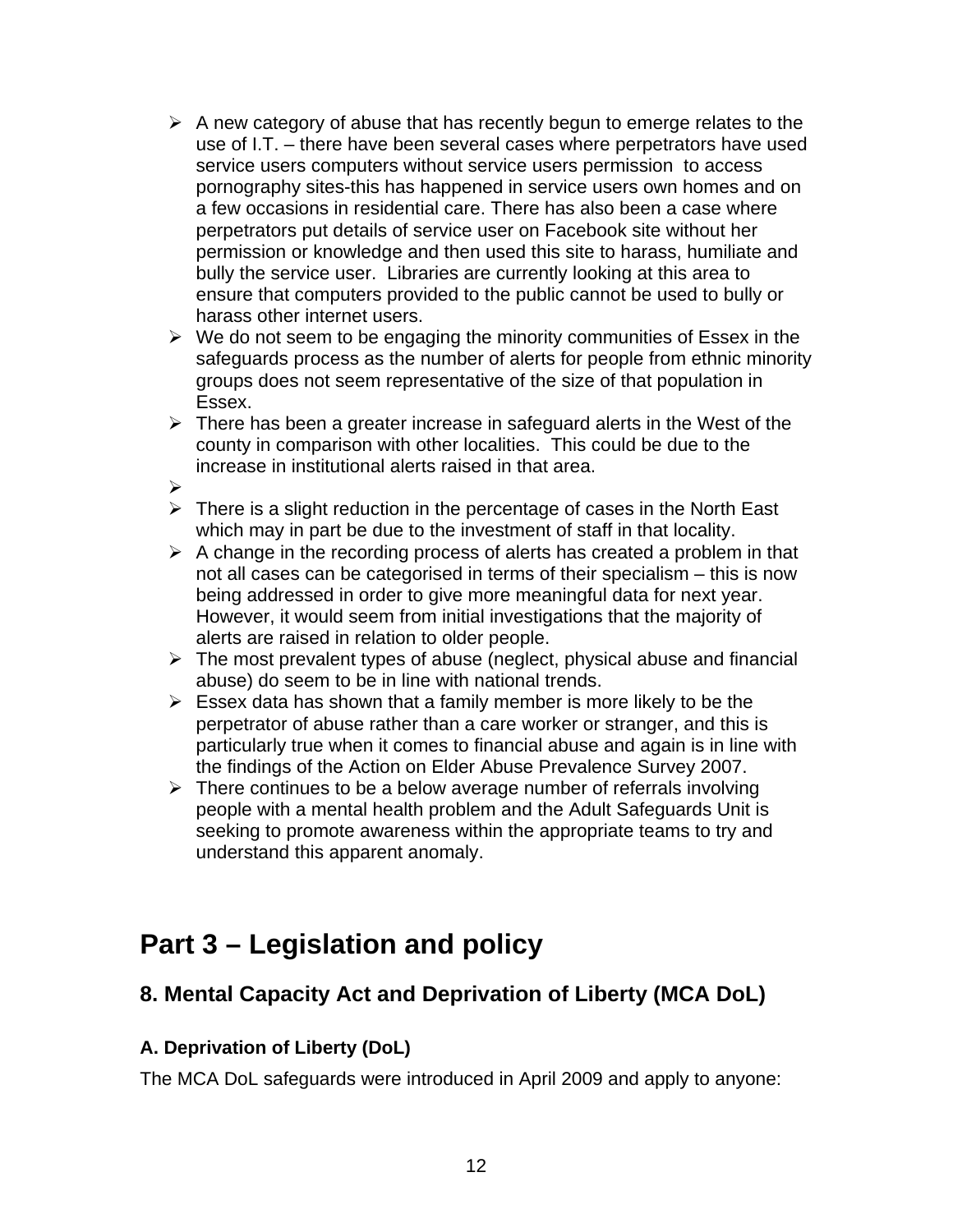- A new category of abuse that has recently begun to emerge relates to the use of I.T. – there have been several cases where perpetrators have used service users computers without service users permission to access pornography sites-this has happened in service users own homes and on a few occasions in residential care. There has also been a case where perpetrators put details of service user on Facebook site without her permission or knowledge and then used this site to harass, humiliate and bully the service user. Libraries are currently looking at this area to ensure that computers provided to the public cannot be used to bully or harass other internet users.
- We do not seem to be engaging the minority communities of Essex in the safeguards process as the number of alerts for people from ethnic minority groups does not seem representative of the size of that population in Essex.
- There has been a greater increase in safeguard alerts in the West of the county in comparison with other localities. This could be due to the increase in institutional alerts raised in that area.
- There is a slight reduction in the percentage of cases in the North East which may in part be due to the investment of staff in that locality.
- A change in the recording process of alerts has created a problem in that not all cases can be categorised in terms of their specialism – this is now being addressed in order to give more meaningful data for next year. However, it would seem from initial investigations that the majority of alerts are raised in relation to older people.
- The most prevalent types of abuse (neglect, physical abuse and financial abuse) do seem to be in line with national trends.
- Essex data has shown that a family member is more likely to be the perpetrator of abuse rather than a care worker or stranger, and this is particularly true when it comes to financial abuse and again is in line with the findings of the Action on Elder Abuse Prevalence Survey 2007.
- There continues to be a below average number of referrals involving people with a mental health problem and the Adult Safeguards Unit is seeking to promote awareness within the appropriate teams to try and understand this apparent anomaly.

# Part 3 – Legislation and policy

## 8. Mental Capacity Act and Deprivation of Liberty (MCA DoL)

### A. Deprivation of Liberty (DoL)

The MCA DoL safeguards were introduced in April 2009 and apply to anyone: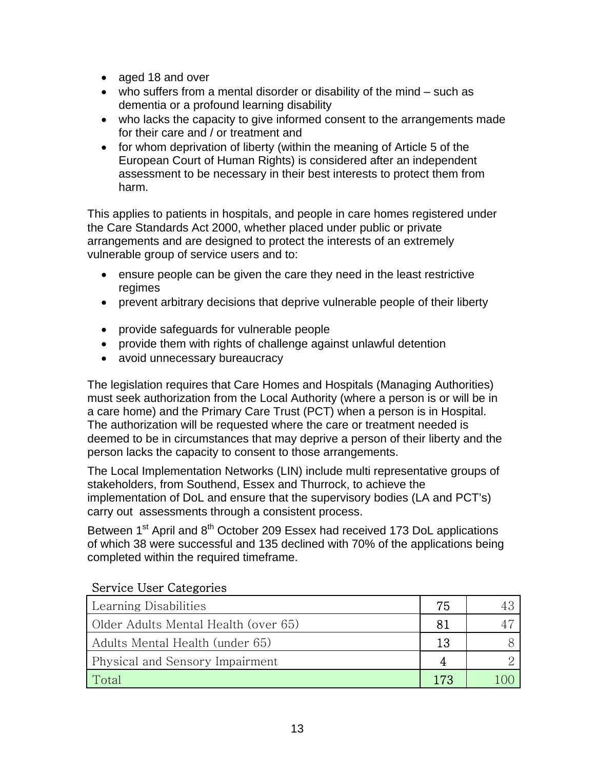- aged 18 and over
- who suffers from a mental disorder or disability of the mind – such as dementia or a profound learning disability
- who lacks the capacity to give informed consent to the arrangements made for their care and / or treatment and
- for whom deprivation of liberty (within the meaning of Article 5 of the European Court of Human Rights) is considered after an independent assessment to be necessary in their best interests to protect them from harm.

This applies to patients in hospitals, and people in care homes registered under the Care Standards Act 2000, whether placed under public or private arrangements and are designed to protect the interests of an extremely vulnerable group of service users and to:

- ensure people can be given the care they need in the least restrictive regimes
- prevent arbitrary decisions that deprive vulnerable people of their liberty
- provide safeguards for vulnerable people
- provide them with rights of challenge against unlawful detention
- avoid unnecessary bureaucracy

The legislation requires that Care Homes and Hospitals (Managing Authorities) must seek authorization from the Local Authority (where a person is or will be in a care home) and the Primary Care Trust (PCT) when a person is in Hospital. The authorization will be requested where the care or treatment needed is deemed to be in circumstances that may deprive a person of their liberty and the person lacks the capacity to consent to those arrangements.

The Local Implementation Networks (LIN) include multi representative groups of stakeholders, from Southend, Essex and Thurrock, to achieve the implementation of DoL and ensure that the supervisory bodies (LA and PCT's) carry out assessments through a consistent process.

Between 1st April and 8th October 209 Essex had received 173 DoL applications of which 38 were successful and 135 declined with 70% of the applications being completed within the required timeframe.

Service User Categories

| | | |
|---|---|---|
| Learning Disabilities | 75 | 43 |
| Older Adults Mental Health (over 65) | 81 | 47 |
| Adults Mental Health (under 65) | 13 | 8 |
| Physical and Sensory Impairment | 4 | 2 |
| Total | 173 | 100 |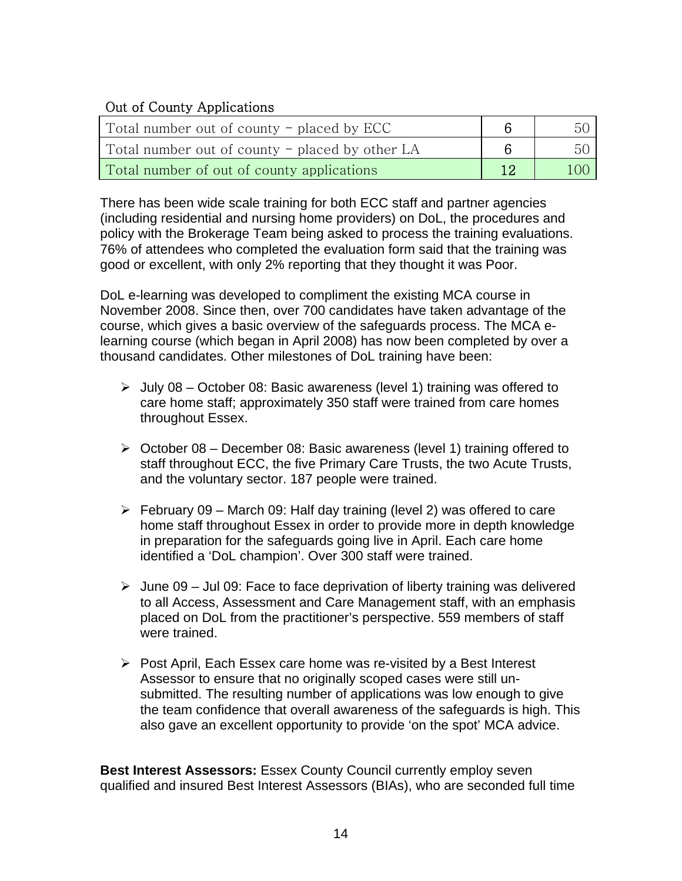Out of County Applications

| | | |
|---|---|---|
| Total number out of county – placed by ECC | 6 | 50 |
| Total number out of county – placed by other LA | 6 | 50 |
| Total number of out of county applications | 12 | 100 |

There has been wide scale training for both ECC staff and partner agencies (including residential and nursing home providers) on DoL, the procedures and policy with the Brokerage Team being asked to process the training evaluations. 76% of attendees who completed the evaluation form said that the training was good or excellent, with only 2% reporting that they thought it was Poor.

DoL e-learning was developed to compliment the existing MCA course in November 2008. Since then, over 700 candidates have taken advantage of the course, which gives a basic overview of the safeguards process. The MCA e-learning course (which began in April 2008) has now been completed by over a thousand candidates. Other milestones of DoL training have been:

- July 08 – October 08: Basic awareness (level 1) training was offered to care home staff; approximately 350 staff were trained from care homes throughout Essex.
- October 08 – December 08: Basic awareness (level 1) training offered to staff throughout ECC, the five Primary Care Trusts, the two Acute Trusts, and the voluntary sector. 187 people were trained.
- February 09 – March 09: Half day training (level 2) was offered to care home staff throughout Essex in order to provide more in depth knowledge in preparation for the safeguards going live in April. Each care home identified a 'DoL champion'. Over 300 staff were trained.
- June 09 – Jul 09: Face to face deprivation of liberty training was delivered to all Access, Assessment and Care Management staff, with an emphasis placed on DoL from the practitioner's perspective. 559 members of staff were trained.
- Post April, Each Essex care home was re-visited by a Best Interest Assessor to ensure that no originally scoped cases were still un-submitted. The resulting number of applications was low enough to give the team confidence that overall awareness of the safeguards is high. This also gave an excellent opportunity to provide 'on the spot' MCA advice.

**Best Interest Assessors:** Essex County Council currently employ seven qualified and insured Best Interest Assessors (BIAs), who are seconded full time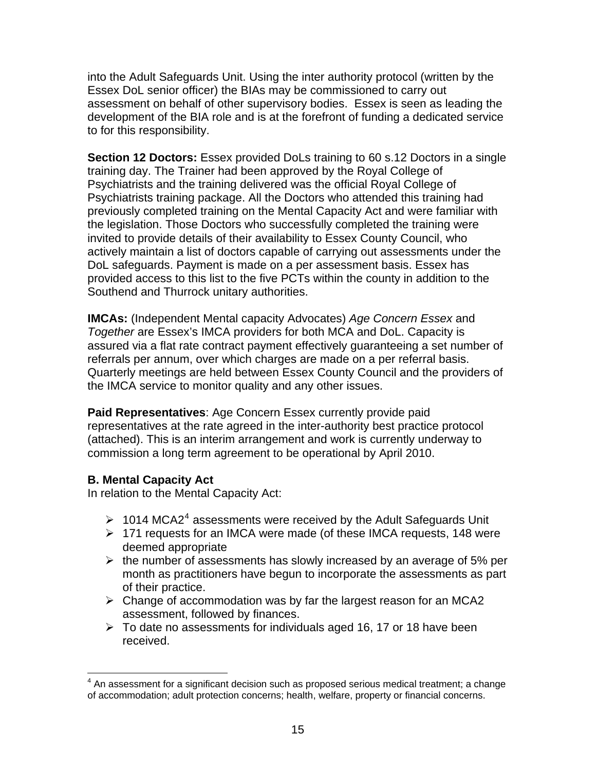into the Adult Safeguards Unit. Using the inter authority protocol (written by the Essex DoL senior officer) the BIAs may be commissioned to carry out assessment on behalf of other supervisory bodies. Essex is seen as leading the development of the BIA role and is at the forefront of funding a dedicated service to for this responsibility.

**Section 12 Doctors:** Essex provided DoLs training to 60 s.12 Doctors in a single training day. The Trainer had been approved by the Royal College of Psychiatrists and the training delivered was the official Royal College of Psychiatrists training package. All the Doctors who attended this training had previously completed training on the Mental Capacity Act and were familiar with the legislation. Those Doctors who successfully completed the training were invited to provide details of their availability to Essex County Council, who actively maintain a list of doctors capable of carrying out assessments under the DoL safeguards. Payment is made on a per assessment basis. Essex has provided access to this list to the five PCTs within the county in addition to the Southend and Thurrock unitary authorities.

**IMCAs:** (Independent Mental capacity Advocates) *Age Concern Essex* and *Together* are Essex's IMCA providers for both MCA and DoL. Capacity is assured via a flat rate contract payment effectively guaranteeing a set number of referrals per annum, over which charges are made on a per referral basis. Quarterly meetings are held between Essex County Council and the providers of the IMCA service to monitor quality and any other issues.

**Paid Representatives**: Age Concern Essex currently provide paid representatives at the rate agreed in the inter-authority best practice protocol (attached). This is an interim arrangement and work is currently underway to commission a long term agreement to be operational by April 2010.

### B. Mental Capacity Act

In relation to the Mental Capacity Act:

- 1014 MCA2[4] assessments were received by the Adult Safeguards Unit
- 171 requests for an IMCA were made (of these IMCA requests, 148 were deemed appropriate
- the number of assessments has slowly increased by an average of 5% per month as practitioners have begun to incorporate the assessments as part of their practice.
- Change of accommodation was by far the largest reason for an MCA2 assessment, followed by finances.
- To date no assessments for individuals aged 16, 17 or 18 have been received.

[4] An assessment for a significant decision such as proposed serious medical treatment; a change of accommodation; adult protection concerns; health, welfare, property or financial concerns.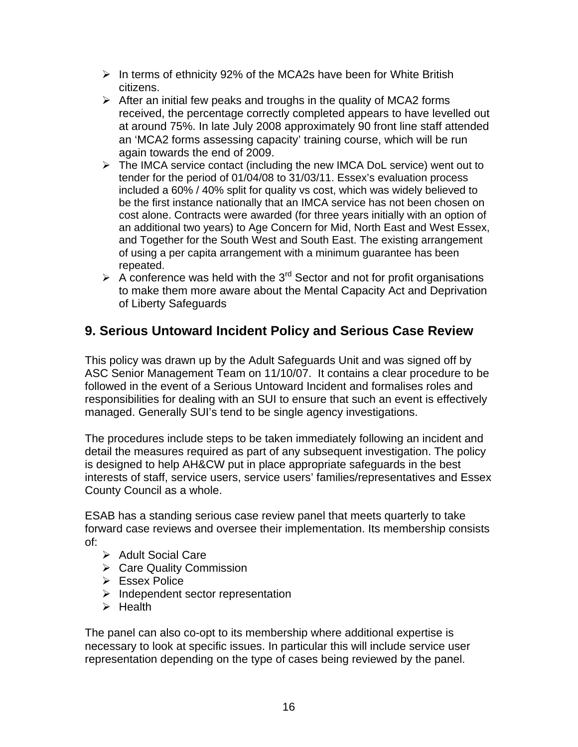- In terms of ethnicity 92% of the MCA2s have been for White British citizens.
- After an initial few peaks and troughs in the quality of MCA2 forms received, the percentage correctly completed appears to have levelled out at around 75%. In late July 2008 approximately 90 front line staff attended an 'MCA2 forms assessing capacity' training course, which will be run again towards the end of 2009.
- The IMCA service contact (including the new IMCA DoL service) went out to tender for the period of 01/04/08 to 31/03/11. Essex's evaluation process included a 60% / 40% split for quality vs cost, which was widely believed to be the first instance nationally that an IMCA service has not been chosen on cost alone. Contracts were awarded (for three years initially with an option of an additional two years) to Age Concern for Mid, North East and West Essex, and Together for the South West and South East. The existing arrangement of using a per capita arrangement with a minimum guarantee has been repeated.
- A conference was held with the 3rd Sector and not for profit organisations to make them more aware about the Mental Capacity Act and Deprivation of Liberty Safeguards

## 9. Serious Untoward Incident Policy and Serious Case Review

This policy was drawn up by the Adult Safeguards Unit and was signed off by ASC Senior Management Team on 11/10/07. It contains a clear procedure to be followed in the event of a Serious Untoward Incident and formalises roles and responsibilities for dealing with an SUI to ensure that such an event is effectively managed. Generally SUI's tend to be single agency investigations.

The procedures include steps to be taken immediately following an incident and detail the measures required as part of any subsequent investigation. The policy is designed to help AH&CW put in place appropriate safeguards in the best interests of staff, service users, service users' families/representatives and Essex County Council as a whole.

ESAB has a standing serious case review panel that meets quarterly to take forward case reviews and oversee their implementation. Its membership consists of:

- Adult Social Care
- Care Quality Commission
- Essex Police
- Independent sector representation
- Health

The panel can also co-opt to its membership where additional expertise is necessary to look at specific issues. In particular this will include service user representation depending on the type of cases being reviewed by the panel.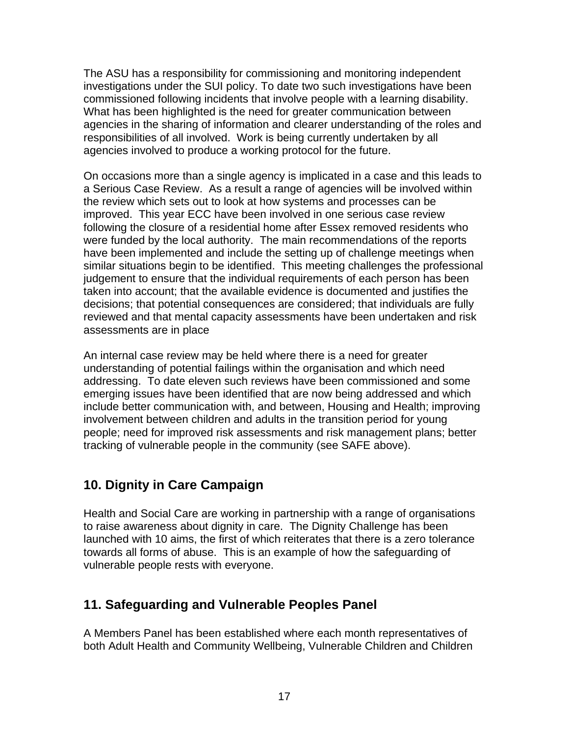The ASU has a responsibility for commissioning and monitoring independent investigations under the SUI policy. To date two such investigations have been commissioned following incidents that involve people with a learning disability. What has been highlighted is the need for greater communication between agencies in the sharing of information and clearer understanding of the roles and responsibilities of all involved. Work is being currently undertaken by all agencies involved to produce a working protocol for the future.

On occasions more than a single agency is implicated in a case and this leads to a Serious Case Review. As a result a range of agencies will be involved within the review which sets out to look at how systems and processes can be improved. This year ECC have been involved in one serious case review following the closure of a residential home after Essex removed residents who were funded by the local authority. The main recommendations of the reports have been implemented and include the setting up of challenge meetings when similar situations begin to be identified. This meeting challenges the professional judgement to ensure that the individual requirements of each person has been taken into account; that the available evidence is documented and justifies the decisions; that potential consequences are considered; that individuals are fully reviewed and that mental capacity assessments have been undertaken and risk assessments are in place

An internal case review may be held where there is a need for greater understanding of potential failings within the organisation and which need addressing. To date eleven such reviews have been commissioned and some emerging issues have been identified that are now being addressed and which include better communication with, and between, Housing and Health; improving involvement between children and adults in the transition period for young people; need for improved risk assessments and risk management plans; better tracking of vulnerable people in the community (see SAFE above).

## 10. Dignity in Care Campaign

Health and Social Care are working in partnership with a range of organisations to raise awareness about dignity in care. The Dignity Challenge has been launched with 10 aims, the first of which reiterates that there is a zero tolerance towards all forms of abuse. This is an example of how the safeguarding of vulnerable people rests with everyone.

## 11. Safeguarding and Vulnerable Peoples Panel

A Members Panel has been established where each month representatives of both Adult Health and Community Wellbeing, Vulnerable Children and Children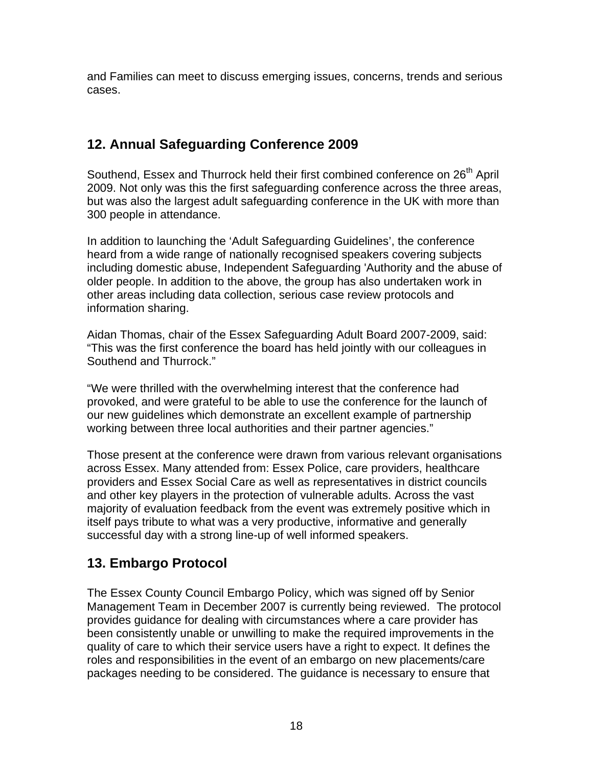and Families can meet to discuss emerging issues, concerns, trends and serious cases.

## 12. Annual Safeguarding Conference 2009

Southend, Essex and Thurrock held their first combined conference on 26th April 2009. Not only was this the first safeguarding conference across the three areas, but was also the largest adult safeguarding conference in the UK with more than 300 people in attendance.

In addition to launching the 'Adult Safeguarding Guidelines', the conference heard from a wide range of nationally recognised speakers covering subjects including domestic abuse, Independent Safeguarding 'Authority and the abuse of older people. In addition to the above, the group has also undertaken work in other areas including data collection, serious case review protocols and information sharing.

Aidan Thomas, chair of the Essex Safeguarding Adult Board 2007-2009, said: "This was the first conference the board has held jointly with our colleagues in Southend and Thurrock."

"We were thrilled with the overwhelming interest that the conference had provoked, and were grateful to be able to use the conference for the launch of our new guidelines which demonstrate an excellent example of partnership working between three local authorities and their partner agencies."

Those present at the conference were drawn from various relevant organisations across Essex. Many attended from: Essex Police, care providers, healthcare providers and Essex Social Care as well as representatives in district councils and other key players in the protection of vulnerable adults. Across the vast majority of evaluation feedback from the event was extremely positive which in itself pays tribute to what was a very productive, informative and generally successful day with a strong line-up of well informed speakers.

## 13. Embargo Protocol

The Essex County Council Embargo Policy, which was signed off by Senior Management Team in December 2007 is currently being reviewed. The protocol provides guidance for dealing with circumstances where a care provider has been consistently unable or unwilling to make the required improvements in the quality of care to which their service users have a right to expect. It defines the roles and responsibilities in the event of an embargo on new placements/care packages needing to be considered. The guidance is necessary to ensure that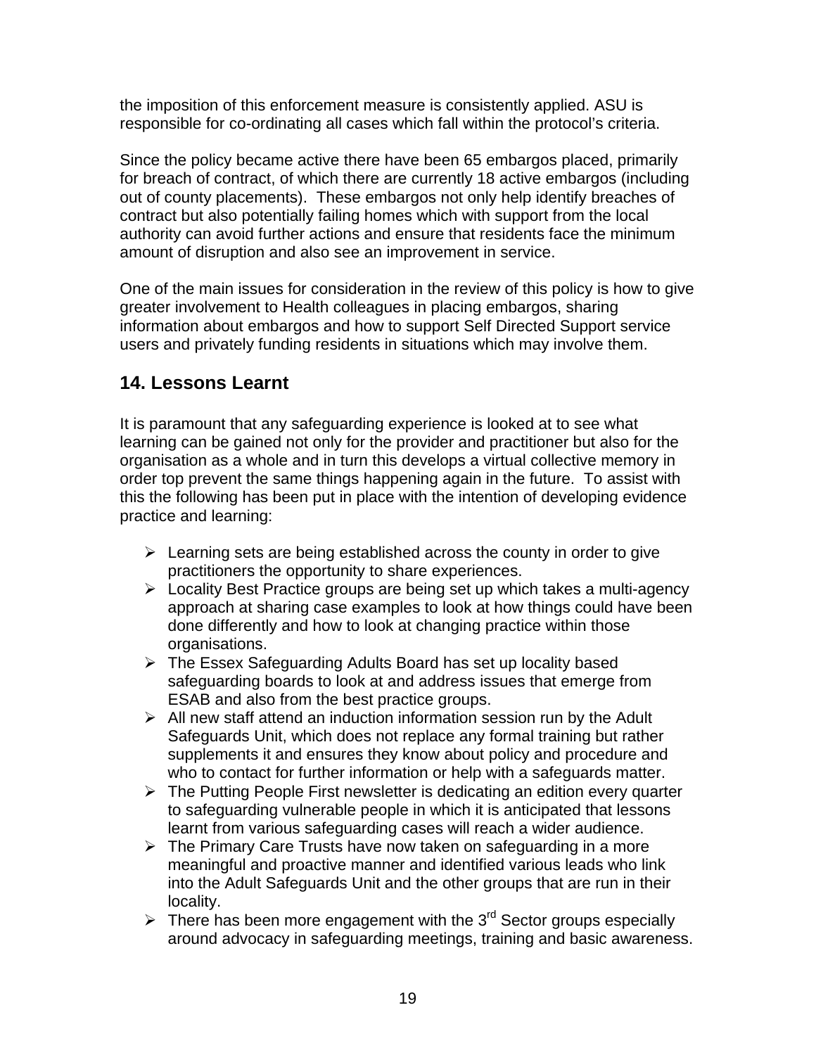the imposition of this enforcement measure is consistently applied. ASU is responsible for co-ordinating all cases which fall within the protocol's criteria.

Since the policy became active there have been 65 embargos placed, primarily for breach of contract, of which there are currently 18 active embargos (including out of county placements). These embargos not only help identify breaches of contract but also potentially failing homes which with support from the local authority can avoid further actions and ensure that residents face the minimum amount of disruption and also see an improvement in service.

One of the main issues for consideration in the review of this policy is how to give greater involvement to Health colleagues in placing embargos, sharing information about embargos and how to support Self Directed Support service users and privately funding residents in situations which may involve them.

## 14. Lessons Learnt

It is paramount that any safeguarding experience is looked at to see what learning can be gained not only for the provider and practitioner but also for the organisation as a whole and in turn this develops a virtual collective memory in order top prevent the same things happening again in the future. To assist with this the following has been put in place with the intention of developing evidence practice and learning:

- Learning sets are being established across the county in order to give practitioners the opportunity to share experiences.
- Locality Best Practice groups are being set up which takes a multi-agency approach at sharing case examples to look at how things could have been done differently and how to look at changing practice within those organisations.
- The Essex Safeguarding Adults Board has set up locality based safeguarding boards to look at and address issues that emerge from ESAB and also from the best practice groups.
- All new staff attend an induction information session run by the Adult Safeguards Unit, which does not replace any formal training but rather supplements it and ensures they know about policy and procedure and who to contact for further information or help with a safeguards matter.
- The Putting People First newsletter is dedicating an edition every quarter to safeguarding vulnerable people in which it is anticipated that lessons learnt from various safeguarding cases will reach a wider audience.
- The Primary Care Trusts have now taken on safeguarding in a more meaningful and proactive manner and identified various leads who link into the Adult Safeguards Unit and the other groups that are run in their locality.
- There has been more engagement with the 3rd Sector groups especially around advocacy in safeguarding meetings, training and basic awareness.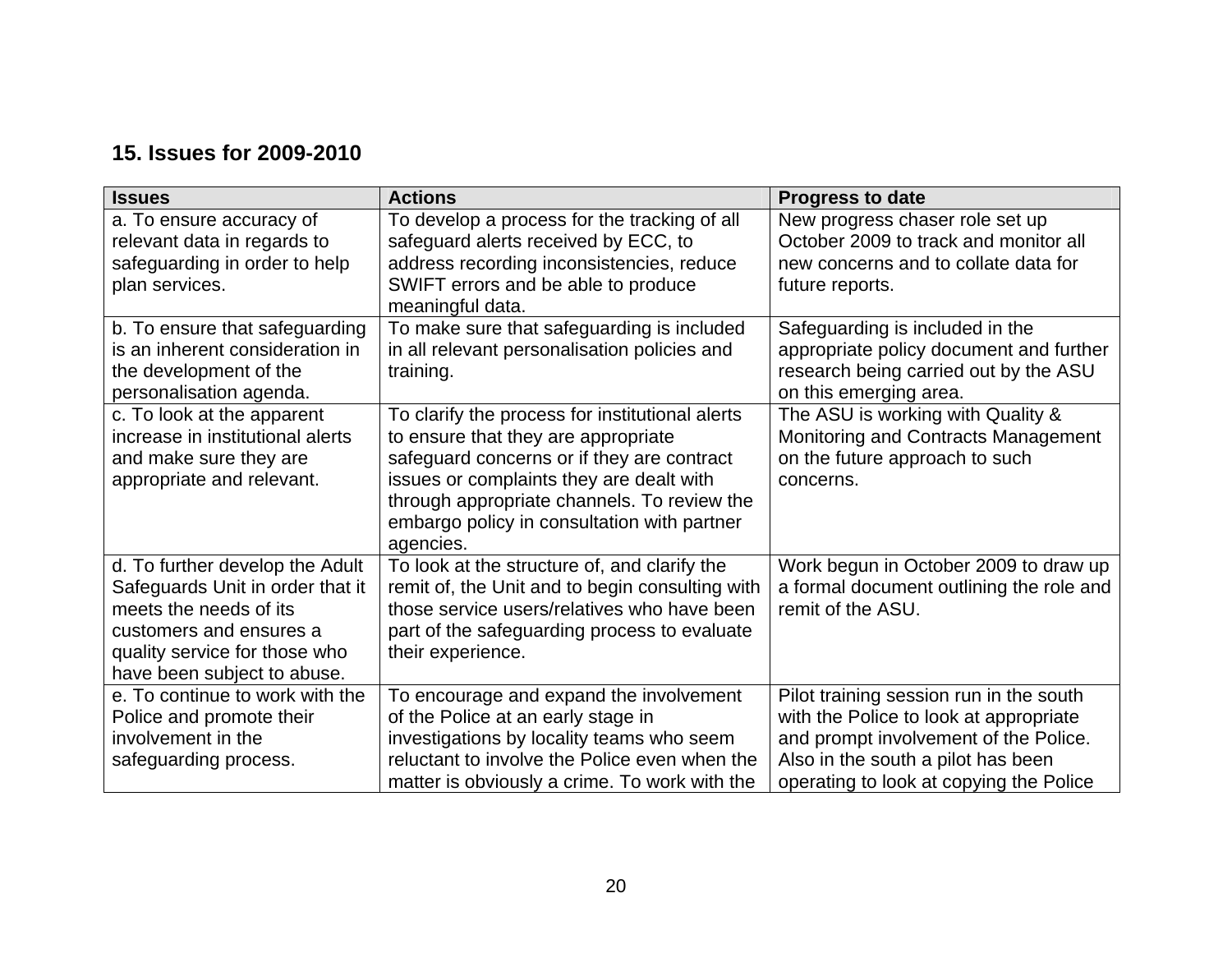## 15. Issues for 2009-2010

| Issues | Actions | Progress to date |
|---|---|---|
| a. To ensure accuracy of relevant data in regards to safeguarding in order to help plan services. | To develop a process for the tracking of all safeguard alerts received by ECC, to address recording inconsistencies, reduce SWIFT errors and be able to produce meaningful data. | New progress chaser role set up October 2009 to track and monitor all new concerns and to collate data for future reports. |
| b. To ensure that safeguarding is an inherent consideration in the development of the personalisation agenda. | To make sure that safeguarding is included in all relevant personalisation policies and training. | Safeguarding is included in the appropriate policy document and further research being carried out by the ASU on this emerging area. |
| c. To look at the apparent increase in institutional alerts and make sure they are appropriate and relevant. | To clarify the process for institutional alerts to ensure that they are appropriate safeguard concerns or if they are contract issues or complaints they are dealt with through appropriate channels. To review the embargo policy in consultation with partner agencies. | The ASU is working with Quality & Monitoring and Contracts Management on the future approach to such concerns. |
| d. To further develop the Adult Safeguards Unit in order that it meets the needs of its customers and ensures a quality service for those who have been subject to abuse. | To look at the structure of, and clarify the remit of, the Unit and to begin consulting with those service users/relatives who have been part of the safeguarding process to evaluate their experience. | Work begun in October 2009 to draw up a formal document outlining the role and remit of the ASU. |
| e. To continue to work with the Police and promote their involvement in the safeguarding process. | To encourage and expand the involvement of the Police at an early stage in investigations by locality teams who seem reluctant to involve the Police even when the matter is obviously a crime. To work with the | Pilot training session run in the south with the Police to look at appropriate and prompt involvement of the Police. Also in the south a pilot has been operating to look at copying the Police |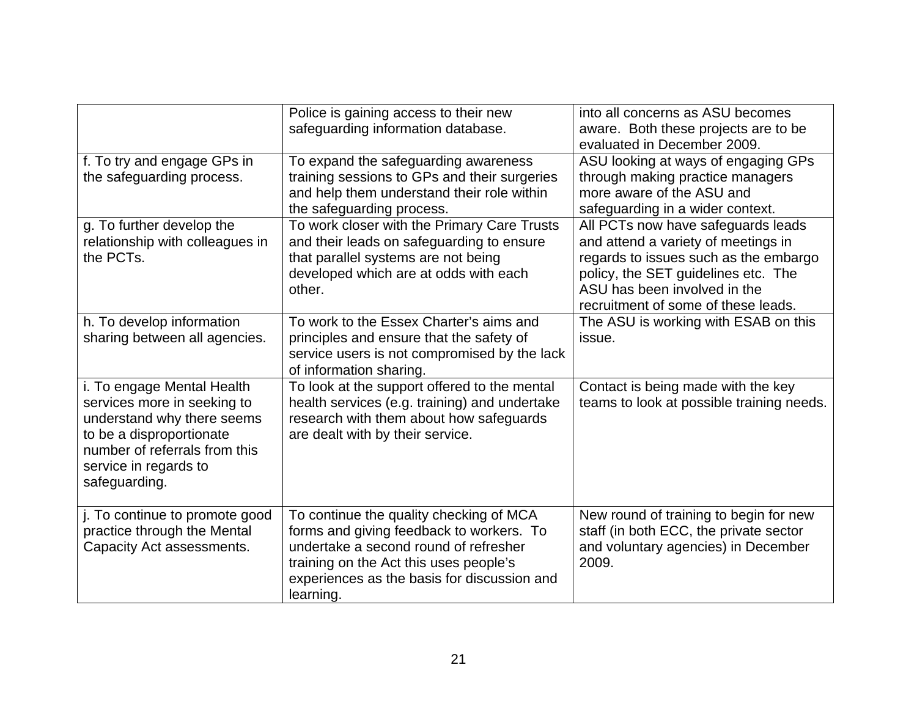| | | |
|---|---|---|
| | Police is gaining access to their new safeguarding information database. | into all concerns as ASU becomes aware. Both these projects are to be evaluated in December 2009. |
| f. To try and engage GPs in the safeguarding process. | To expand the safeguarding awareness training sessions to GPs and their surgeries and help them understand their role within the safeguarding process. | ASU looking at ways of engaging GPs through making practice managers more aware of the ASU and safeguarding in a wider context. |
| g. To further develop the relationship with colleagues in the PCTs. | To work closer with the Primary Care Trusts and their leads on safeguarding to ensure that parallel systems are not being developed which are at odds with each other. | All PCTs now have safeguards leads and attend a variety of meetings in regards to issues such as the embargo policy, the SET guidelines etc. The ASU has been involved in the recruitment of some of these leads. |
| h. To develop information sharing between all agencies. | To work to the Essex Charter's aims and principles and ensure that the safety of service users is not compromised by the lack of information sharing. | The ASU is working with ESAB on this issue. |
| i. To engage Mental Health services more in seeking to understand why there seems to be a disproportionate number of referrals from this service in regards to safeguarding. | To look at the support offered to the mental health services (e.g. training) and undertake research with them about how safeguards are dealt with by their service. | Contact is being made with the key teams to look at possible training needs. |
| j. To continue to promote good practice through the Mental Capacity Act assessments. | To continue the quality checking of MCA forms and giving feedback to workers. To undertake a second round of refresher training on the Act this uses people's experiences as the basis for discussion and learning. | New round of training to begin for new staff (in both ECC, the private sector and voluntary agencies) in December 2009. |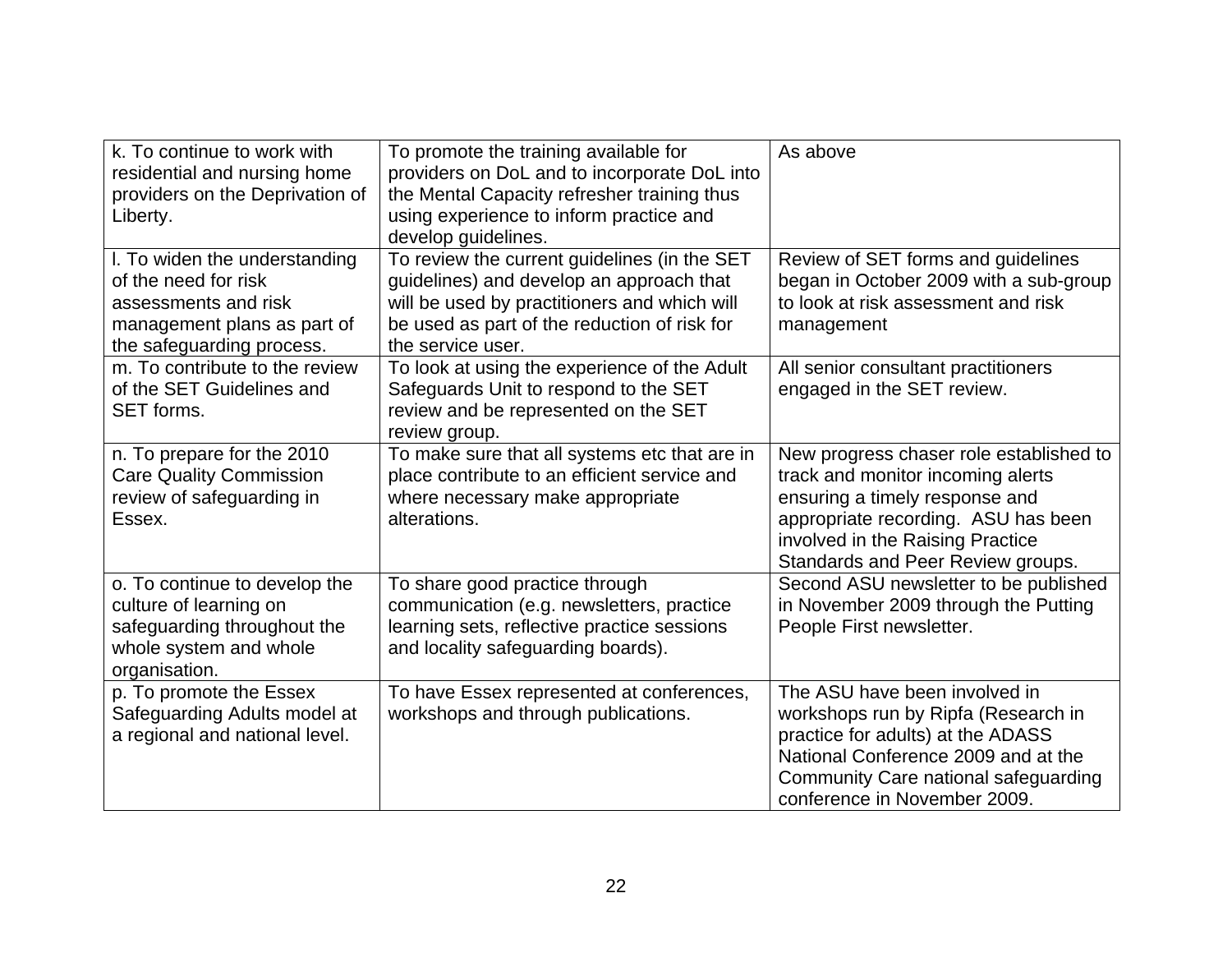| | | |
|---|---|---|
| k. To continue to work with residential and nursing home providers on the Deprivation of Liberty. | To promote the training available for providers on DoL and to incorporate DoL into the Mental Capacity refresher training thus using experience to inform practice and develop guidelines. | As above |
| l. To widen the understanding of the need for risk assessments and risk management plans as part of the safeguarding process. | To review the current guidelines (in the SET guidelines) and develop an approach that will be used by practitioners and which will be used as part of the reduction of risk for the service user. | Review of SET forms and guidelines began in October 2009 with a sub-group to look at risk assessment and risk management |
| m. To contribute to the review of the SET Guidelines and SET forms. | To look at using the experience of the Adult Safeguards Unit to respond to the SET review and be represented on the SET review group. | All senior consultant practitioners engaged in the SET review. |
| n. To prepare for the 2010 Care Quality Commission review of safeguarding in Essex. | To make sure that all systems etc that are in place contribute to an efficient service and where necessary make appropriate alterations. | New progress chaser role established to track and monitor incoming alerts ensuring a timely response and appropriate recording. ASU has been involved in the Raising Practice Standards and Peer Review groups. |
| o. To continue to develop the culture of learning on safeguarding throughout the whole system and whole organisation. | To share good practice through communication (e.g. newsletters, practice learning sets, reflective practice sessions and locality safeguarding boards). | Second ASU newsletter to be published in November 2009 through the Putting People First newsletter. |
| p. To promote the Essex Safeguarding Adults model at a regional and national level. | To have Essex represented at conferences, workshops and through publications. | The ASU have been involved in workshops run by Ripfa (Research in practice for adults) at the ADASS National Conference 2009 and at the Community Care national safeguarding conference in November 2009. |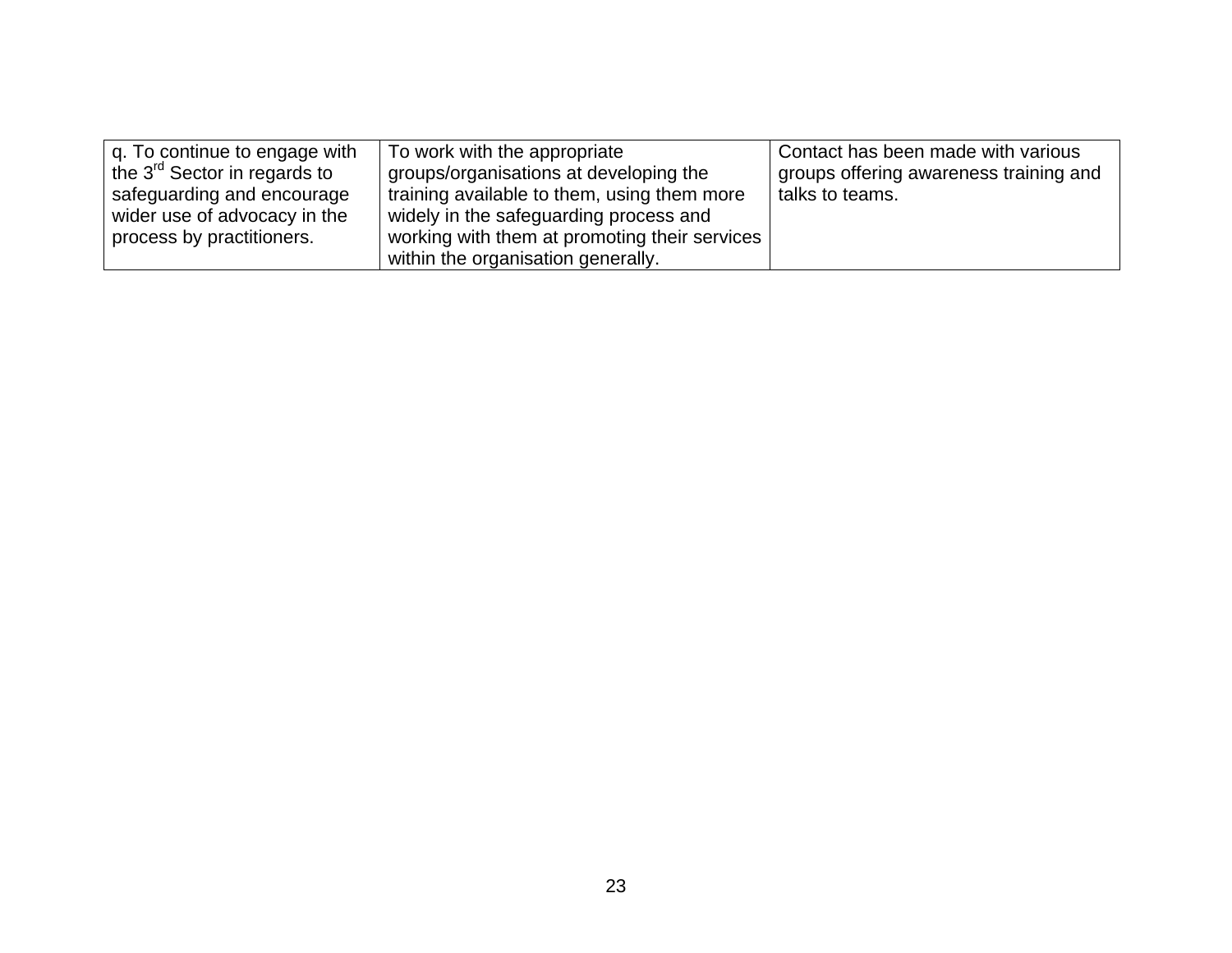| | | |
|---|---|---|
| q. To continue to engage with the 3rd Sector in regards to safeguarding and encourage wider use of advocacy in the process by practitioners. | To work with the appropriate groups/organisations at developing the training available to them, using them more widely in the safeguarding process and working with them at promoting their services within the organisation generally. | Contact has been made with various groups offering awareness training and talks to teams. |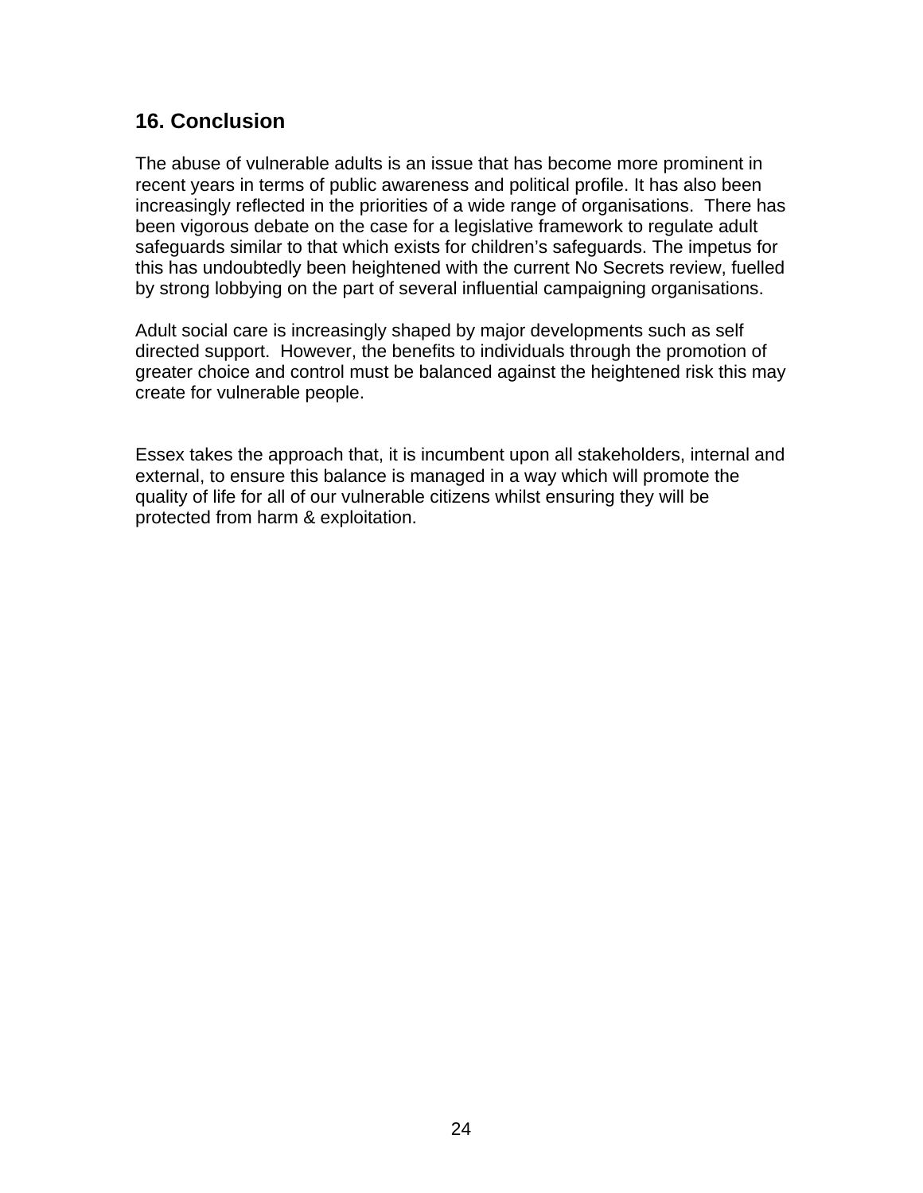## 16. Conclusion

The abuse of vulnerable adults is an issue that has become more prominent in recent years in terms of public awareness and political profile. It has also been increasingly reflected in the priorities of a wide range of organisations. There has been vigorous debate on the case for a legislative framework to regulate adult safeguards similar to that which exists for children's safeguards. The impetus for this has undoubtedly been heightened with the current No Secrets review, fuelled by strong lobbying on the part of several influential campaigning organisations.

Adult social care is increasingly shaped by major developments such as self directed support. However, the benefits to individuals through the promotion of greater choice and control must be balanced against the heightened risk this may create for vulnerable people.

Essex takes the approach that, it is incumbent upon all stakeholders, internal and external, to ensure this balance is managed in a way which will promote the quality of life for all of our vulnerable citizens whilst ensuring they will be protected from harm & exploitation.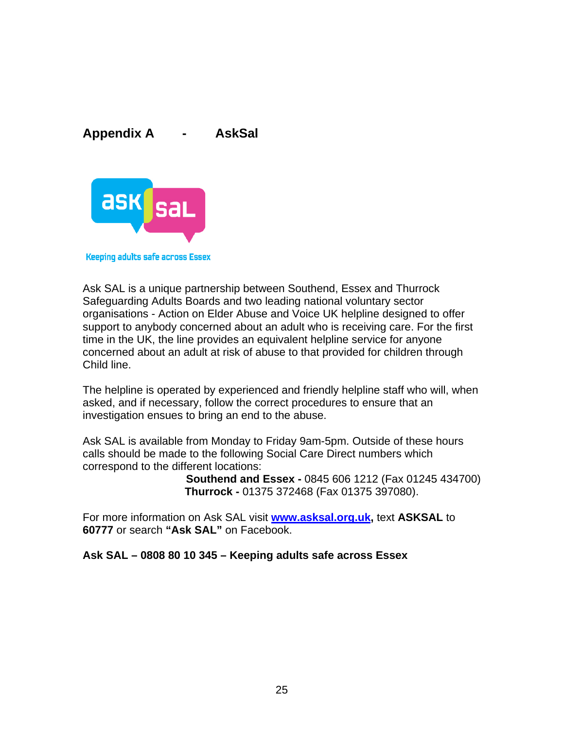## Appendix A - AskSal

Keeping adults safe across Essex

Ask SAL is a unique partnership between Southend, Essex and Thurrock Safeguarding Adults Boards and two leading national voluntary sector organisations - Action on Elder Abuse and Voice UK helpline designed to offer support to anybody concerned about an adult who is receiving care. For the first time in the UK, the line provides an equivalent helpline service for anyone concerned about an adult at risk of abuse to that provided for children through Child line.

The helpline is operated by experienced and friendly helpline staff who will, when asked, and if necessary, follow the correct procedures to ensure that an investigation ensues to bring an end to the abuse.

Ask SAL is available from Monday to Friday 9am-5pm. Outside of these hours calls should be made to the following Social Care Direct numbers which correspond to the different locations:

**Southend and Essex -** 0845 606 1212 (Fax 01245 434700)
**Thurrock -** 01375 372468 (Fax 01375 397080).

For more information on Ask SAL visit **[www.asksal.org.uk](http://www.asksal.org.uk),** text **ASKSAL** to **60777** or search **"Ask SAL"** on Facebook.

**Ask SAL – 0808 80 10 345 – Keeping adults safe across Essex**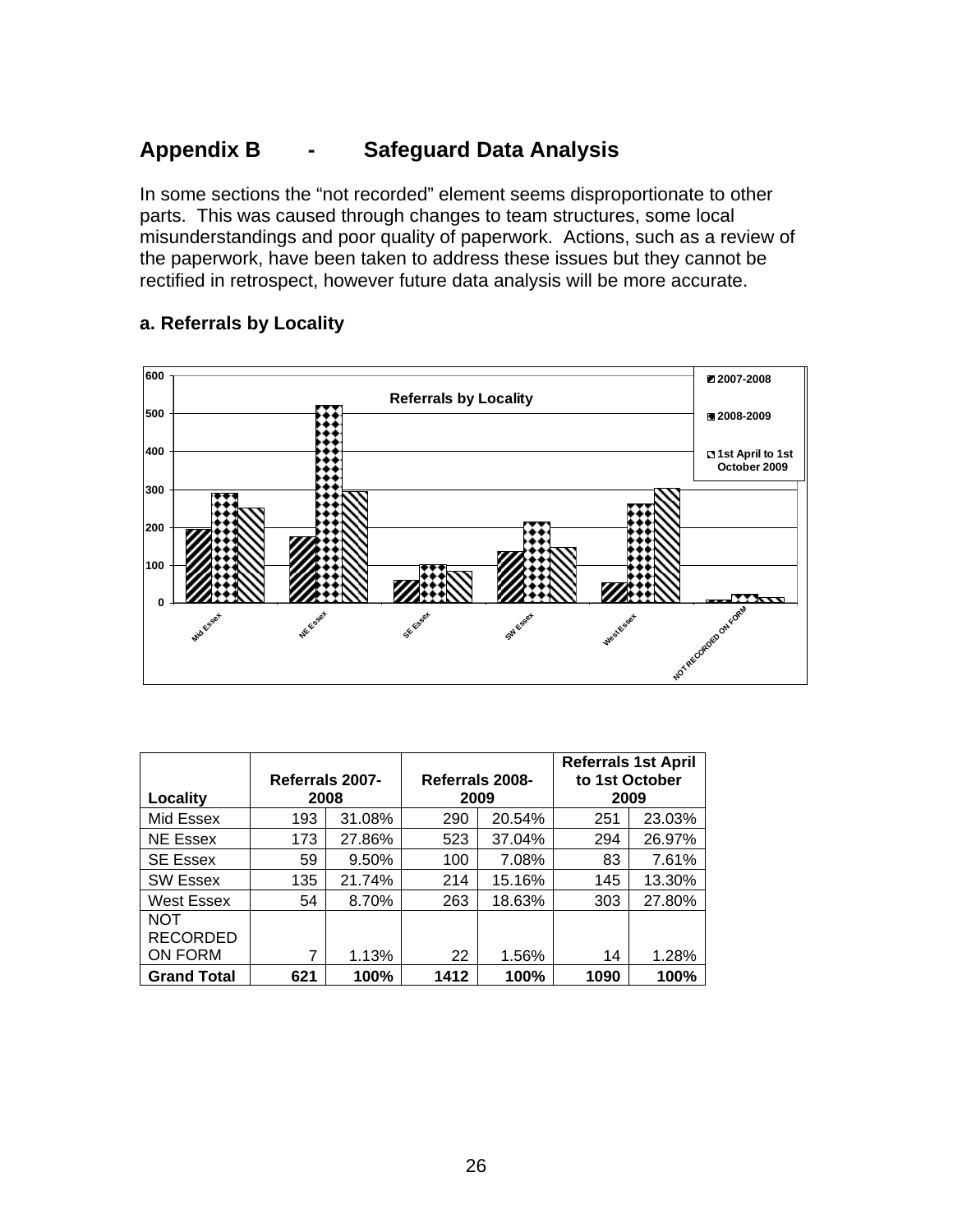## Appendix B - Safeguard Data Analysis

In some sections the “not recorded” element seems disproportionate to other parts. This was caused through changes to team structures, some local misunderstandings and poor quality of paperwork. Actions, such as a review of the paperwork, have been taken to address these issues but they cannot be rectified in retrospect, however future data analysis will be more accurate.

### a. Referrals by Locality

Referrals by Locality

600
500
400
300
200
100
0

2007-2008
2008-2009
1st April to 1st October 2009

Mid Essex
NE Essex
SE Essex
SW Essex
West Essex
NOT RECORDED ON FORM

| Locality | Referrals 2007-2008 | | Referrals 2008-2009 | | Referrals 1st April to 1st October 2009 | |
|---|---|---|---|---|---|---|
| Mid Essex | 193 | 31.08% | 290 | 20.54% | 251 | 23.03% |
| NE Essex | 173 | 27.86% | 523 | 37.04% | 294 | 26.97% |
| SE Essex | 59 | 9.50% | 100 | 7.08% | 83 | 7.61% |
| SW Essex | 135 | 21.74% | 214 | 15.16% | 145 | 13.30% |
| West Essex | 54 | 8.70% | 263 | 18.63% | 303 | 27.80% |
| NOT RECORDED ON FORM | 7 | 1.13% | 22 | 1.56% | 14 | 1.28% |
| **Grand Total** | **621** | **100%** | **1412** | **100%** | **1090** | **100%** |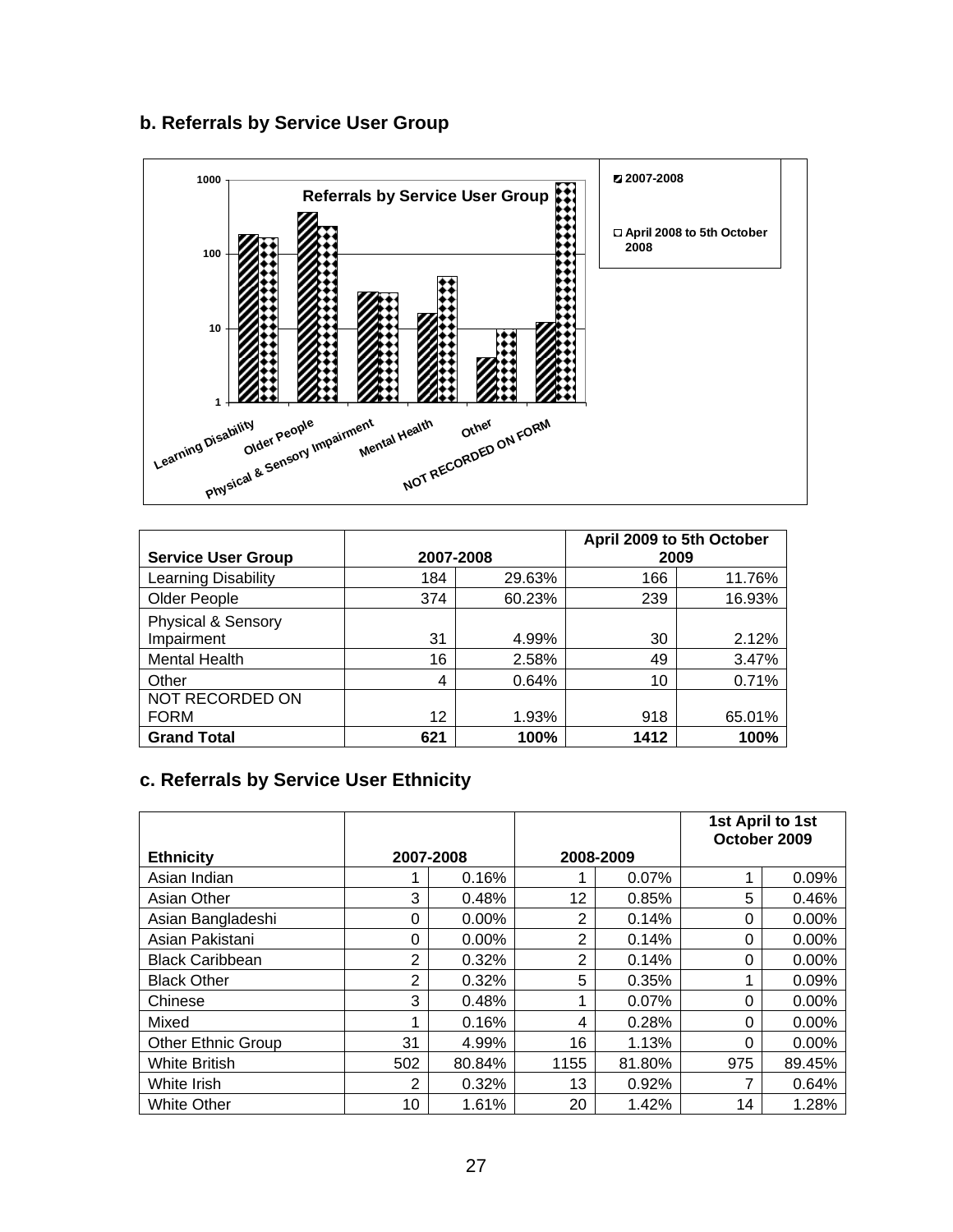### b. Referrals by Service User Group

Referrals by Service User Group

1000
100
10
1

Learning Disability
Older People
Physical & Sensory Impairment
Mental Health
Other
NOT RECORDED ON FORM

2007-2008
April 2008 to 5th October 2008

| Service User Group | 2007-2008 | | April 2009 to 5th October 2009 | |
|---|---|---|---|---|
| Learning Disability | 184 | 29.63% | 166 | 11.76% |
| Older People | 374 | 60.23% | 239 | 16.93% |
| Physical & Sensory Impairment | 31 | 4.99% | 30 | 2.12% |
| Mental Health | 16 | 2.58% | 49 | 3.47% |
| Other | 4 | 0.64% | 10 | 0.71% |
| NOT RECORDED ON FORM | 12 | 1.93% | 918 | 65.01% |
| **Grand Total** | **621** | **100%** | **1412** | **100%** |

### c. Referrals by Service User Ethnicity

| Ethnicity | 2007-2008 | | 2008-2009 | | 1st April to 1st October 2009 | |
|---|---|---|---|---|---|---|
| Asian Indian | 1 | 0.16% | 1 | 0.07% | 1 | 0.09% |
| Asian Other | 3 | 0.48% | 12 | 0.85% | 5 | 0.46% |
| Asian Bangladeshi | 0 | 0.00% | 2 | 0.14% | 0 | 0.00% |
| Asian Pakistani | 0 | 0.00% | 2 | 0.14% | 0 | 0.00% |
| Black Caribbean | 2 | 0.32% | 2 | 0.14% | 0 | 0.00% |
| Black Other | 2 | 0.32% | 5 | 0.35% | 1 | 0.09% |
| Chinese | 3 | 0.48% | 1 | 0.07% | 0 | 0.00% |
| Mixed | 1 | 0.16% | 4 | 0.28% | 0 | 0.00% |
| Other Ethnic Group | 31 | 4.99% | 16 | 1.13% | 0 | 0.00% |
| White British | 502 | 80.84% | 1155 | 81.80% | 975 | 89.45% |
| White Irish | 2 | 0.32% | 13 | 0.92% | 7 | 0.64% |
| White Other | 10 | 1.61% | 20 | 1.42% | 14 | 1.28% |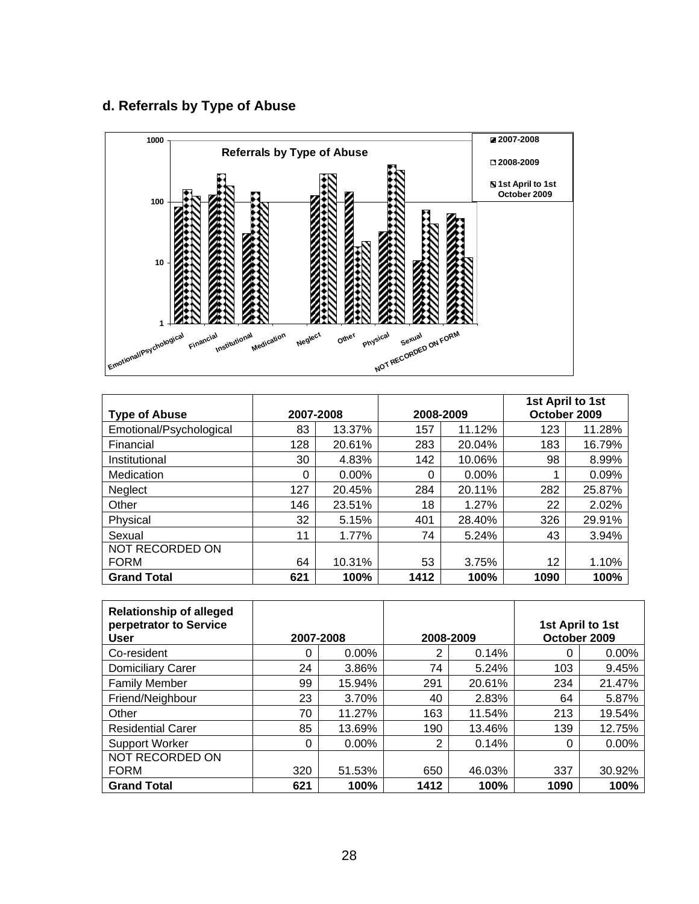### d. Referrals by Type of Abuse

Referrals by Type of Abuse

1000

100

10

1

2007-2008

2008-2009

1st April to 1st October 2009

Emotional/Psychological
Financial
Institutional
Medication
Neglect
Other
Physical
Sexual
NOT RECORDED ON FORM

| Type of Abuse | 2007-2008 | | 2008-2009 | | 1st April to 1st October 2009 | |
|---|---|---|---|---|---|---|
| Emotional/Psychological | 83 | 13.37% | 157 | 11.12% | 123 | 11.28% |
| Financial | 128 | 20.61% | 283 | 20.04% | 183 | 16.79% |
| Institutional | 30 | 4.83% | 142 | 10.06% | 98 | 8.99% |
| Medication | 0 | 0.00% | 0 | 0.00% | 1 | 0.09% |
| Neglect | 127 | 20.45% | 284 | 20.11% | 282 | 25.87% |
| Other | 146 | 23.51% | 18 | 1.27% | 22 | 2.02% |
| Physical | 32 | 5.15% | 401 | 28.40% | 326 | 29.91% |
| Sexual | 11 | 1.77% | 74 | 5.24% | 43 | 3.94% |
| NOT RECORDED ON FORM | 64 | 10.31% | 53 | 3.75% | 12 | 1.10% |
| **Grand Total** | **621** | **100%** | **1412** | **100%** | **1090** | **100%** |

| Relationship of alleged perpetrator to Service User | 2007-2008 | | 2008-2009 | | 1st April to 1st October 2009 | |
|---|---|---|---|---|---|---|
| Co-resident | 0 | 0.00% | 2 | 0.14% | 0 | 0.00% |
| Domiciliary Carer | 24 | 3.86% | 74 | 5.24% | 103 | 9.45% |
| Family Member | 99 | 15.94% | 291 | 20.61% | 234 | 21.47% |
| Friend/Neighbour | 23 | 3.70% | 40 | 2.83% | 64 | 5.87% |
| Other | 70 | 11.27% | 163 | 11.54% | 213 | 19.54% |
| Residential Carer | 85 | 13.69% | 190 | 13.46% | 139 | 12.75% |
| Support Worker | 0 | 0.00% | 2 | 0.14% | 0 | 0.00% |
| NOT RECORDED ON FORM | 320 | 51.53% | 650 | 46.03% | 337 | 30.92% |
| **Grand Total** | **621** | **100%** | **1412** | **100%** | **1090** | **100%** |